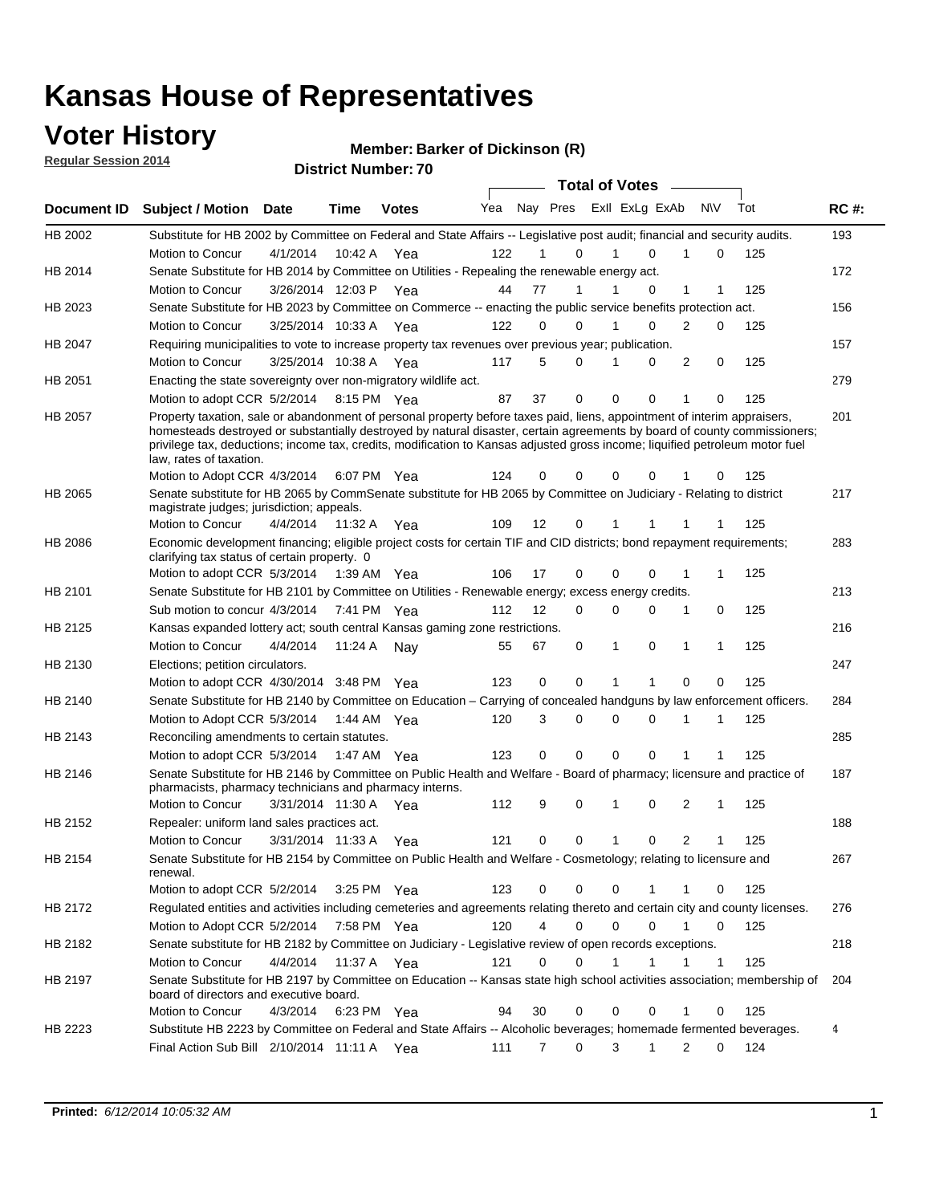# Kansas House of Representatives

## Voter History

**Regular Session 2014**

**Member: Barker of Dickinson (R)**

**District Number: 70**

| Document ID | Subject / Motion | Date | Time | Votes | Yea | Nay | Pres | ExII | ExLg | ExAb | N\V | Tot | RC #: |
|---|---|---|---|---|---|---|---|---|---|---|---|---|---|
| HB 2002 | Substitute for HB 2002 by Committee on Federal and State Affairs -- Legislative post audit; financial and security audits. | | | | | | | | | | | | 193 |
| | Motion to Concur | 4/1/2014 | 10:42 A | Yea | 122 | 1 | 0 | 1 | 0 | 1 | 0 | 125 | |
| HB 2014 | Senate Substitute for HB 2014 by Committee on Utilities - Repealing the renewable energy act. | | | | | | | | | | | | 172 |
| | Motion to Concur | 3/26/2014 | 12:03 P | Yea | 44 | 77 | 1 | 1 | 0 | 1 | 1 | 125 | |
| HB 2023 | Senate Substitute for HB 2023 by Committee on Commerce -- enacting the public service benefits protection act. | | | | | | | | | | | | 156 |
| | Motion to Concur | 3/25/2014 | 10:33 A | Yea | 122 | 0 | 0 | 1 | 0 | 2 | 0 | 125 | |
| HB 2047 | Requiring municipalities to vote to increase property tax revenues over previous year; publication. | | | | | | | | | | | | 157 |
| | Motion to Concur | 3/25/2014 | 10:38 A | Yea | 117 | 5 | 0 | 1 | 0 | 2 | 0 | 125 | |
| HB 2051 | Enacting the state sovereignty over non-migratory wildlife act. | | | | | | | | | | | | 279 |
| | Motion to adopt CCR | 5/2/2014 | 8:15 PM | Yea | 87 | 37 | 0 | 0 | 0 | 1 | 0 | 125 | |
| HB 2057 | Property taxation, sale or abandonment of personal property before taxes paid, liens, appointment of interim appraisers, homesteads destroyed or substantially destroyed by natural disaster, certain agreements by board of county commissioners; privilege tax, deductions; income tax, credits, modification to Kansas adjusted gross income; liquified petroleum motor fuel law, rates of taxation. | | | | | | | | | | | | 201 |
| | Motion to Adopt CCR | 4/3/2014 | 6:07 PM | Yea | 124 | 0 | 0 | 0 | 0 | 1 | 0 | 125 | |
| HB 2065 | Senate substitute for HB 2065 by CommSenate substitute for HB 2065 by Committee on Judiciary - Relating to district magistrate judges; jurisdiction; appeals. | | | | | | | | | | | | 217 |
| | Motion to Concur | 4/4/2014 | 11:32 A | Yea | 109 | 12 | 0 | 1 | 1 | 1 | 1 | 125 | |
| HB 2086 | Economic development financing; eligible project costs for certain TIF and CID districts; bond repayment requirements; clarifying tax status of certain property. 0 | | | | | | | | | | | | 283 |
| | Motion to adopt CCR | 5/3/2014 | 1:39 AM | Yea | 106 | 17 | 0 | 0 | 0 | 1 | 1 | 125 | |
| HB 2101 | Senate Substitute for HB 2101 by Committee on Utilities - Renewable energy; excess energy credits. | | | | | | | | | | | | 213 |
| | Sub motion to concur | 4/3/2014 | 7:41 PM | Yea | 112 | 12 | 0 | 0 | 0 | 1 | 0 | 125 | |
| HB 2125 | Kansas expanded lottery act; south central Kansas gaming zone restrictions. | | | | | | | | | | | | 216 |
| | Motion to Concur | 4/4/2014 | 11:24 A | Nay | 55 | 67 | 0 | 1 | 0 | 1 | 1 | 125 | |
| HB 2130 | Elections; petition circulators. | | | | | | | | | | | | 247 |
| | Motion to adopt CCR | 4/30/2014 | 3:48 PM | Yea | 123 | 0 | 0 | 1 | 1 | 0 | 0 | 125 | |
| HB 2140 | Senate Substitute for HB 2140 by Committee on Education – Carrying of concealed handguns by law enforcement officers. | | | | | | | | | | | | 284 |
| | Motion to Adopt CCR | 5/3/2014 | 1:44 AM | Yea | 120 | 3 | 0 | 0 | 0 | 1 | 1 | 125 | |
| HB 2143 | Reconciling amendments to certain statutes. | | | | | | | | | | | | 285 |
| | Motion to adopt CCR | 5/3/2014 | 1:47 AM | Yea | 123 | 0 | 0 | 0 | 0 | 1 | 1 | 125 | |
| HB 2146 | Senate Substitute for HB 2146 by Committee on Public Health and Welfare - Board of pharmacy; licensure and practice of pharmacists, pharmacy technicians and pharmacy interns. | | | | | | | | | | | | 187 |
| | Motion to Concur | 3/31/2014 | 11:30 A | Yea | 112 | 9 | 0 | 1 | 0 | 2 | 1 | 125 | |
| HB 2152 | Repealer: uniform land sales practices act. | | | | | | | | | | | | 188 |
| | Motion to Concur | 3/31/2014 | 11:33 A | Yea | 121 | 0 | 0 | 1 | 0 | 2 | 1 | 125 | |
| HB 2154 | Senate Substitute for HB 2154 by Committee on Public Health and Welfare - Cosmetology; relating to licensure and renewal. | | | | | | | | | | | | 267 |
| | Motion to adopt CCR | 5/2/2014 | 3:25 PM | Yea | 123 | 0 | 0 | 0 | 1 | 1 | 0 | 125 | |
| HB 2172 | Regulated entities and activities including cemeteries and agreements relating thereto and certain city and county licenses. | | | | | | | | | | | | 276 |
| | Motion to Adopt CCR | 5/2/2014 | 7:58 PM | Yea | 120 | 4 | 0 | 0 | 0 | 1 | 0 | 125 | |
| HB 2182 | Senate substitute for HB 2182 by Committee on Judiciary - Legislative review of open records exceptions. | | | | | | | | | | | | 218 |
| | Motion to Concur | 4/4/2014 | 11:37 A | Yea | 121 | 0 | 0 | 1 | 1 | 1 | 1 | 125 | |
| HB 2197 | Senate Substitute for HB 2197 by Committee on Education -- Kansas state high school activities association; membership of board of directors and executive board. | | | | | | | | | | | | 204 |
| | Motion to Concur | 4/3/2014 | 6:23 PM | Yea | 94 | 30 | 0 | 0 | 0 | 1 | 0 | 125 | |
| HB 2223 | Substitute HB 2223 by Committee on Federal and State Affairs -- Alcoholic beverages; homemade fermented beverages. | | | | | | | | | | | | 4 |
| | Final Action Sub Bill | 2/10/2014 | 11:11 A | Yea | 111 | 7 | 0 | 3 | 1 | 2 | 0 | 124 | |

**Printed:** *6/12/2014 10:05:32 AM*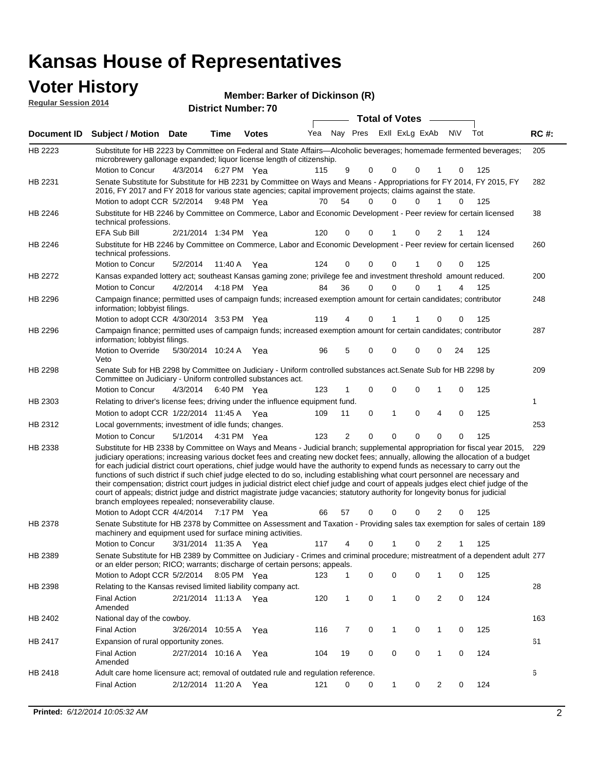# Kansas House of Representatives

## Voter History

**Regular Session 2014**

**Member: Barker of Dickinson (R)**

**District Number: 70**

| Document ID | Subject / Motion | Date | Time | Votes | Yea | Nay | Pres | ExII | ExLg | ExAb | N\V | Tot | RC #: |
|---|---|---|---|---|---|---|---|---|---|---|---|---|---|
| HB 2223 | Substitute for HB 2223 by Committee on Federal and State Affairs—Alcoholic beverages; homemade fermented beverages; microbrewery gallonage expanded; liquor license length of citizenship. | | | | | | | | | | | | 205 |
| | Motion to Concur | 4/3/2014 | 6:27 PM | Yea | 115 | 9 | 0 | 0 | 0 | 1 | 0 | 125 | |
| HB 2231 | Senate Substitute for Substitute for HB 2231 by Committee on Ways and Means - Appropriations for FY 2014, FY 2015, FY 2016, FY 2017 and FY 2018 for various state agencies; capital improvement projects; claims against the state. | | | | | | | | | | | | 282 |
| | Motion to adopt CCR | 5/2/2014 | 9:48 PM | Yea | 70 | 54 | 0 | 0 | 0 | 1 | 0 | 125 | |
| HB 2246 | Substitute for HB 2246 by Committee on Commerce, Labor and Economic Development - Peer review for certain licensed technical professions. | | | | | | | | | | | | 38 |
| | EFA Sub Bill | 2/21/2014 | 1:34 PM | Yea | 120 | 0 | 0 | 1 | 0 | 2 | 1 | 124 | |
| HB 2246 | Substitute for HB 2246 by Committee on Commerce, Labor and Economic Development - Peer review for certain licensed technical professions. | | | | | | | | | | | | 260 |
| | Motion to Concur | 5/2/2014 | 11:40 A | Yea | 124 | 0 | 0 | 0 | 1 | 0 | 0 | 125 | |
| HB 2272 | Kansas expanded lottery act; southeast Kansas gaming zone; privilege fee and investment threshold amount reduced. | | | | | | | | | | | | 200 |
| | Motion to Concur | 4/2/2014 | 4:18 PM | Yea | 84 | 36 | 0 | 0 | 0 | 1 | 4 | 125 | |
| HB 2296 | Campaign finance; permitted uses of campaign funds; increased exemption amount for certain candidates; contributor information; lobbyist filings. | | | | | | | | | | | | 248 |
| | Motion to adopt CCR | 4/30/2014 | 3:53 PM | Yea | 119 | 4 | 0 | 1 | 1 | 0 | 0 | 125 | |
| HB 2296 | Campaign finance; permitted uses of campaign funds; increased exemption amount for certain candidates; contributor information; lobbyist filings. | | | | | | | | | | | | 287 |
| | Motion to Override Veto | 5/30/2014 | 10:24 A | Yea | 96 | 5 | 0 | 0 | 0 | 0 | 24 | 125 | |
| HB 2298 | Senate Sub for HB 2298 by Committee on Judiciary - Uniform controlled substances act.Senate Sub for HB 2298 by Committee on Judiciary - Uniform controlled substances act. | | | | | | | | | | | | 209 |
| | Motion to Concur | 4/3/2014 | 6:40 PM | Yea | 123 | 1 | 0 | 0 | 0 | 1 | 0 | 125 | |
| HB 2303 | Relating to driver's license fees; driving under the influence equipment fund. | | | | | | | | | | | | 1 |
| | Motion to adopt CCR | 1/22/2014 | 11:45 A | Yea | 109 | 11 | 0 | 1 | 0 | 4 | 0 | 125 | |
| HB 2312 | Local governments; investment of idle funds; changes. | | | | | | | | | | | | 253 |
| | Motion to Concur | 5/1/2014 | 4:31 PM | Yea | 123 | 2 | 0 | 0 | 0 | 0 | 0 | 125 | |
| HB 2338 | Substitute for HB 2338 by Committee on Ways and Means - Judicial branch; supplemental appropriation for fiscal year 2015, judiciary operations; increasing various docket fees and creating new docket fees; annually, allowing the allocation of a budget for each judicial district court operations, chief judge would have the authority to expend funds as necessary to carry out the functions of such district if such chief judge elected to do so, including establishing what court personnel are necessary and their compensation; district court judges in judicial district elect chief judge and court of appeals judges elect chief judge of the court of appeals; district judge and district magistrate judge vacancies; statutory authority for longevity bonus for judicial branch employees repealed; nonseverability clause. | | | | | | | | | | | | 229 |
| | Motion to Adopt CCR | 4/4/2014 | 7:17 PM | Yea | 66 | 57 | 0 | 0 | 0 | 2 | 0 | 125 | |
| HB 2378 | Senate Substitute for HB 2378 by Committee on Assessment and Taxation - Providing sales tax exemption for sales of certain machinery and equipment used for surface mining activities. | | | | | | | | | | | | 189 |
| | Motion to Concur | 3/31/2014 | 11:35 A | Yea | 117 | 4 | 0 | 1 | 0 | 2 | 1 | 125 | |
| HB 2389 | Senate Substitute for HB 2389 by Committee on Judiciary - Crimes and criminal procedure; mistreatment of a dependent adult or an elder person; RICO; warrants; discharge of certain persons; appeals. | | | | | | | | | | | | 277 |
| | Motion to Adopt CCR | 5/2/2014 | 8:05 PM | Yea | 123 | 1 | 0 | 0 | 0 | 1 | 0 | 125 | |
| HB 2398 | Relating to the Kansas revised limited liability company act. | | | | | | | | | | | | 28 |
| | Final Action Amended | 2/21/2014 | 11:13 A | Yea | 120 | 1 | 0 | 1 | 0 | 2 | 0 | 124 | |
| HB 2402 | National day of the cowboy. | | | | | | | | | | | | 163 |
| | Final Action | 3/26/2014 | 10:55 A | Yea | 116 | 7 | 0 | 1 | 0 | 1 | 0 | 125 | |
| HB 2417 | Expansion of rural opportunity zones. | | | | | | | | | | | | 61 |
| | Final Action Amended | 2/27/2014 | 10:16 A | Yea | 104 | 19 | 0 | 0 | 0 | 1 | 0 | 124 | |
| HB 2418 | Adult care home licensure act; removal of outdated rule and regulation reference. | | | | | | | | | | | | 6 |
| | Final Action | 2/12/2014 | 11:20 A | Yea | 121 | 0 | 0 | 1 | 0 | 2 | 0 | 124 | |

**Printed:** *6/12/2014 10:05:32 AM*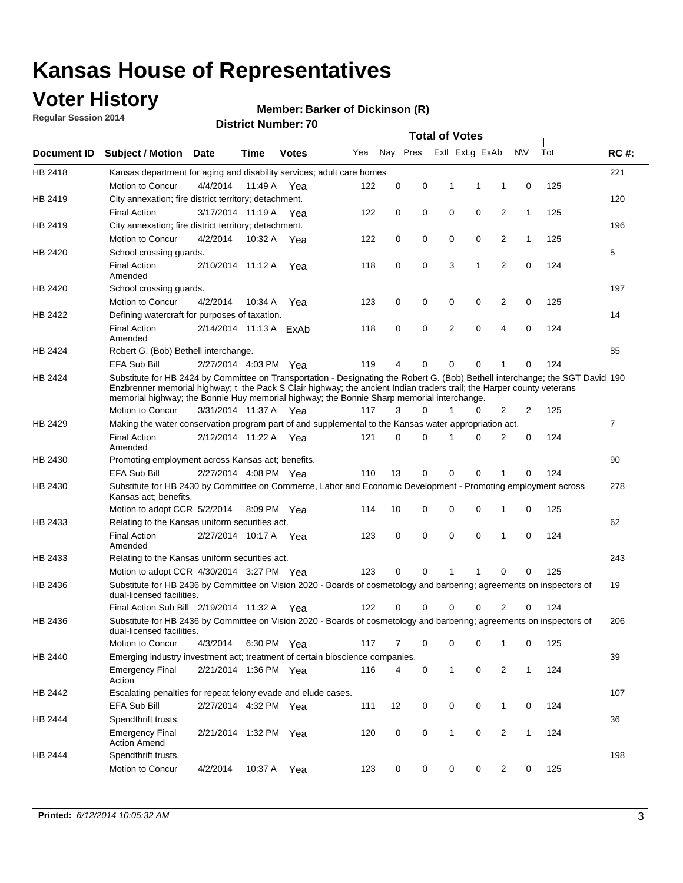# Kansas House of Representatives

## Voter History

**Regular Session 2014**

**Member: Barker of Dickinson (R)**

**District Number: 70**

| Document ID | Subject / Motion | Date | Time | Votes | Yea | Nay | Pres | ExII | ExLg | ExAb | N\V | Tot | RC #: |
|---|---|---|---|---|---|---|---|---|---|---|---|---|---|
| HB 2418 | Kansas department for aging and disability services; adult care homes | | | | | | | | | | | | 221 |
| | Motion to Concur | 4/4/2014 | 11:49 A | Yea | 122 | 0 | 0 | 1 | 1 | 1 | 0 | 125 | |
| HB 2419 | City annexation; fire district territory; detachment. | | | | | | | | | | | | 120 |
| | Final Action | 3/17/2014 | 11:19 A | Yea | 122 | 0 | 0 | 0 | 0 | 2 | 1 | 125 | |
| HB 2419 | City annexation; fire district territory; detachment. | | | | | | | | | | | | 196 |
| | Motion to Concur | 4/2/2014 | 10:32 A | Yea | 122 | 0 | 0 | 0 | 0 | 2 | 1 | 125 | |
| HB 2420 | School crossing guards. | | | | | | | | | | | | 5 |
| | Final Action Amended | 2/10/2014 | 11:12 A | Yea | 118 | 0 | 0 | 3 | 1 | 2 | 0 | 124 | |
| HB 2420 | School crossing guards. | | | | | | | | | | | | 197 |
| | Motion to Concur | 4/2/2014 | 10:34 A | Yea | 123 | 0 | 0 | 0 | 0 | 2 | 0 | 125 | |
| HB 2422 | Defining watercraft for purposes of taxation. | | | | | | | | | | | | 14 |
| | Final Action Amended | 2/14/2014 | 11:13 A | ExAb | 118 | 0 | 0 | 2 | 0 | 4 | 0 | 124 | |
| HB 2424 | Robert G. (Bob) Bethell interchange. | | | | | | | | | | | | 85 |
| | EFA Sub Bill | 2/27/2014 | 4:03 PM | Yea | 119 | 4 | 0 | 0 | 0 | 1 | 0 | 124 | |
| HB 2424 | Substitute for HB 2424 by Committee on Transportation - Designating the Robert G. (Bob) Bethell interchange; the SGT David Enzbrenner memorial highway; t the Pack S Clair highway; the ancient Indian traders trail; the Harper county veterans memorial highway; the Bonnie Huy memorial highway; the Bonnie Sharp memorial interchange. | | | | | | | | | | | | 190 |
| | Motion to Concur | 3/31/2014 | 11:37 A | Yea | 117 | 3 | 0 | 1 | 0 | 2 | 2 | 125 | |
| HB 2429 | Making the water conservation program part of and supplemental to the Kansas water appropriation act. | | | | | | | | | | | | 7 |
| | Final Action Amended | 2/12/2014 | 11:22 A | Yea | 121 | 0 | 0 | 1 | 0 | 2 | 0 | 124 | |
| HB 2430 | Promoting employment across Kansas act; benefits. | | | | | | | | | | | | 90 |
| | EFA Sub Bill | 2/27/2014 | 4:08 PM | Yea | 110 | 13 | 0 | 0 | 0 | 1 | 0 | 124 | |
| HB 2430 | Substitute for HB 2430 by Committee on Commerce, Labor and Economic Development - Promoting employment across Kansas act; benefits. | | | | | | | | | | | | 278 |
| | Motion to adopt CCR | 5/2/2014 | 8:09 PM | Yea | 114 | 10 | 0 | 0 | 0 | 1 | 0 | 125 | |
| HB 2433 | Relating to the Kansas uniform securities act. | | | | | | | | | | | | 62 |
| | Final Action Amended | 2/27/2014 | 10:17 A | Yea | 123 | 0 | 0 | 0 | 0 | 1 | 0 | 124 | |
| HB 2433 | Relating to the Kansas uniform securities act. | | | | | | | | | | | | 243 |
| | Motion to adopt CCR | 4/30/2014 | 3:27 PM | Yea | 123 | 0 | 0 | 1 | 1 | 0 | 0 | 125 | |
| HB 2436 | Substitute for HB 2436 by Committee on Vision 2020 - Boards of cosmetology and barbering; agreements on inspectors of dual-licensed facilities. | | | | | | | | | | | | 19 |
| | Final Action Sub Bill | 2/19/2014 | 11:32 A | Yea | 122 | 0 | 0 | 0 | 0 | 2 | 0 | 124 | |
| HB 2436 | Substitute for HB 2436 by Committee on Vision 2020 - Boards of cosmetology and barbering; agreements on inspectors of dual-licensed facilities. | | | | | | | | | | | | 206 |
| | Motion to Concur | 4/3/2014 | 6:30 PM | Yea | 117 | 7 | 0 | 0 | 0 | 1 | 0 | 125 | |
| HB 2440 | Emerging industry investment act; treatment of certain bioscience companies. | | | | | | | | | | | | 39 |
| | Emergency Final Action | 2/21/2014 | 1:36 PM | Yea | 116 | 4 | 0 | 1 | 0 | 2 | 1 | 124 | |
| HB 2442 | Escalating penalties for repeat felony evade and elude cases. | | | | | | | | | | | | 107 |
| | EFA Sub Bill | 2/27/2014 | 4:32 PM | Yea | 111 | 12 | 0 | 0 | 0 | 1 | 0 | 124 | |
| HB 2444 | Spendthrift trusts. | | | | | | | | | | | | 36 |
| | Emergency Final Action Amend | 2/21/2014 | 1:32 PM | Yea | 120 | 0 | 0 | 1 | 0 | 2 | 1 | 124 | |
| HB 2444 | Spendthrift trusts. | | | | | | | | | | | | 198 |
| | Motion to Concur | 4/2/2014 | 10:37 A | Yea | 123 | 0 | 0 | 0 | 0 | 2 | 0 | 125 | |

**Printed:** *6/12/2014 10:05:32 AM*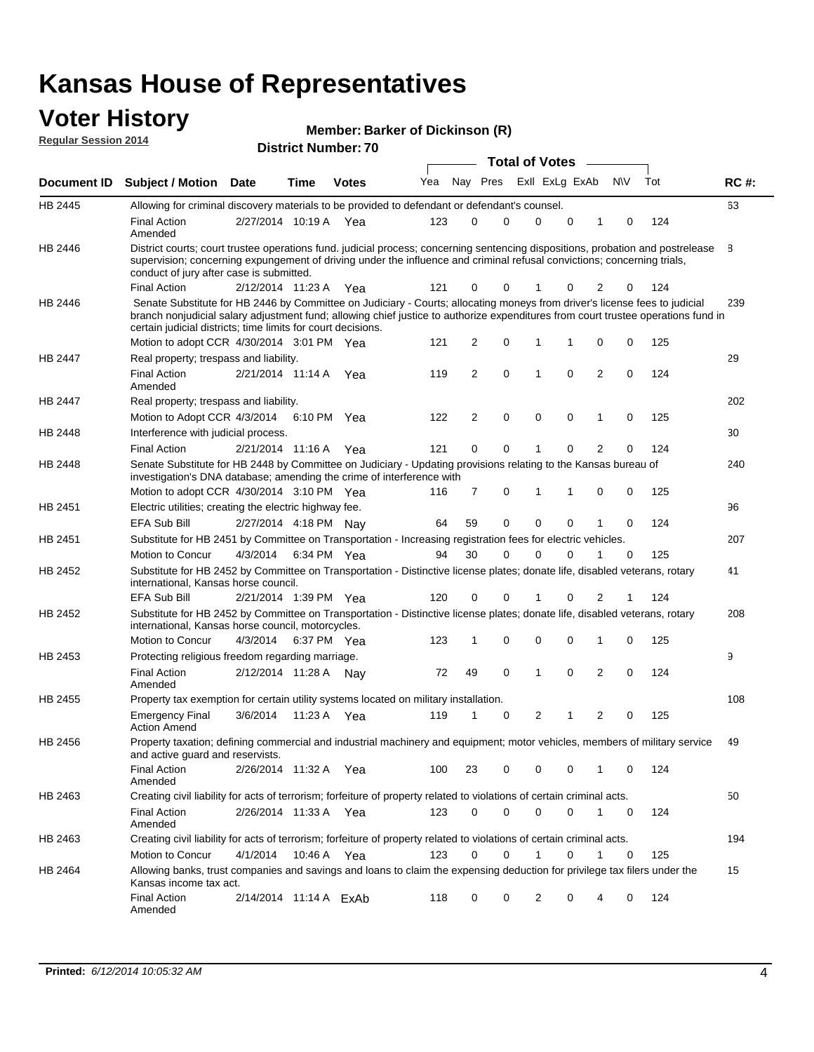# Kansas House of Representatives

## Voter History

**Regular Session 2014**

**Member: Barker of Dickinson (R)**

**District Number: 70**

| Document ID | Subject / Motion | Date | Time | Votes | Yea | Nay | Pres | ExII | ExLg | ExAb | N\V | Tot | RC #: |
|---|---|---|---|---|---|---|---|---|---|---|---|---|---|
| HB 2445 | Allowing for criminal discovery materials to be provided to defendant or defendant's counsel. | | | | | | | | | | | | 63 |
| | Final Action Amended | 2/27/2014 | 10:19 A | Yea | 123 | 0 | 0 | 0 | 0 | 1 | 0 | 124 | |
| HB 2446 | District courts; court trustee operations fund. judicial process; concerning sentencing dispositions, probation and postrelease supervision; concerning expungement of driving under the influence and criminal refusal convictions; concerning trials, conduct of jury after case is submitted. | | | | | | | | | | | | 8 |
| | Final Action | 2/12/2014 | 11:23 A | Yea | 121 | 0 | 0 | 1 | 0 | 2 | 0 | 124 | |
| HB 2446 | Senate Substitute for HB 2446 by Committee on Judiciary - Courts; allocating moneys from driver's license fees to judicial branch nonjudicial salary adjustment fund; allowing chief justice to authorize expenditures from court trustee operations fund in certain judicial districts; time limits for court decisions. | | | | | | | | | | | | 239 |
| | Motion to adopt CCR | 4/30/2014 | 3:01 PM | Yea | 121 | 2 | 0 | 1 | 1 | 0 | 0 | 125 | |
| HB 2447 | Real property; trespass and liability. | | | | | | | | | | | | 29 |
| | Final Action Amended | 2/21/2014 | 11:14 A | Yea | 119 | 2 | 0 | 1 | 0 | 2 | 0 | 124 | |
| HB 2447 | Real property; trespass and liability. | | | | | | | | | | | | 202 |
| | Motion to Adopt CCR | 4/3/2014 | 6:10 PM | Yea | 122 | 2 | 0 | 0 | 0 | 1 | 0 | 125 | |
| HB 2448 | Interference with judicial process. | | | | | | | | | | | | 30 |
| | Final Action | 2/21/2014 | 11:16 A | Yea | 121 | 0 | 0 | 1 | 0 | 2 | 0 | 124 | |
| HB 2448 | Senate Substitute for HB 2448 by Committee on Judiciary - Updating provisions relating to the Kansas bureau of investigation's DNA database; amending the crime of interference with | | | | | | | | | | | | 240 |
| | Motion to adopt CCR | 4/30/2014 | 3:10 PM | Yea | 116 | 7 | 0 | 1 | 1 | 0 | 0 | 125 | |
| HB 2451 | Electric utilities; creating the electric highway fee. | | | | | | | | | | | | 96 |
| | EFA Sub Bill | 2/27/2014 | 4:18 PM | Nay | 64 | 59 | 0 | 0 | 0 | 1 | 0 | 124 | |
| HB 2451 | Substitute for HB 2451 by Committee on Transportation - Increasing registration fees for electric vehicles. | | | | | | | | | | | | 207 |
| | Motion to Concur | 4/3/2014 | 6:34 PM | Yea | 94 | 30 | 0 | 0 | 0 | 1 | 0 | 125 | |
| HB 2452 | Substitute for HB 2452 by Committee on Transportation - Distinctive license plates; donate life, disabled veterans, rotary international, Kansas horse council. | | | | | | | | | | | | 41 |
| | EFA Sub Bill | 2/21/2014 | 1:39 PM | Yea | 120 | 0 | 0 | 1 | 0 | 2 | 1 | 124 | |
| HB 2452 | Substitute for HB 2452 by Committee on Transportation - Distinctive license plates; donate life, disabled veterans, rotary international, Kansas horse council, motorcycles. | | | | | | | | | | | | 208 |
| | Motion to Concur | 4/3/2014 | 6:37 PM | Yea | 123 | 1 | 0 | 0 | 0 | 1 | 0 | 125 | |
| HB 2453 | Protecting religious freedom regarding marriage. | | | | | | | | | | | | 9 |
| | Final Action Amended | 2/12/2014 | 11:28 A | Nay | 72 | 49 | 0 | 1 | 0 | 2 | 0 | 124 | |
| HB 2455 | Property tax exemption for certain utility systems located on military installation. | | | | | | | | | | | | 108 |
| | Emergency Final Action Amend | 3/6/2014 | 11:23 A | Yea | 119 | 1 | 0 | 2 | 1 | 2 | 0 | 125 | |
| HB 2456 | Property taxation; defining commercial and industrial machinery and equipment; motor vehicles, members of military service and active guard and reservists. | | | | | | | | | | | | 49 |
| | Final Action Amended | 2/26/2014 | 11:32 A | Yea | 100 | 23 | 0 | 0 | 0 | 1 | 0 | 124 | |
| HB 2463 | Creating civil liability for acts of terrorism; forfeiture of property related to violations of certain criminal acts. | | | | | | | | | | | | 50 |
| | Final Action Amended | 2/26/2014 | 11:33 A | Yea | 123 | 0 | 0 | 0 | 0 | 1 | 0 | 124 | |
| HB 2463 | Creating civil liability for acts of terrorism; forfeiture of property related to violations of certain criminal acts. | | | | | | | | | | | | 194 |
| | Motion to Concur | 4/1/2014 | 10:46 A | Yea | 123 | 0 | 0 | 1 | 0 | 1 | 0 | 125 | |
| HB 2464 | Allowing banks, trust companies and savings and loans to claim the expensing deduction for privilege tax filers under the Kansas income tax act. | | | | | | | | | | | | 15 |
| | Final Action Amended | 2/14/2014 | 11:14 A | ExAb | 118 | 0 | 0 | 2 | 0 | 4 | 0 | 124 | |

**Printed:** *6/12/2014 10:05:32 AM*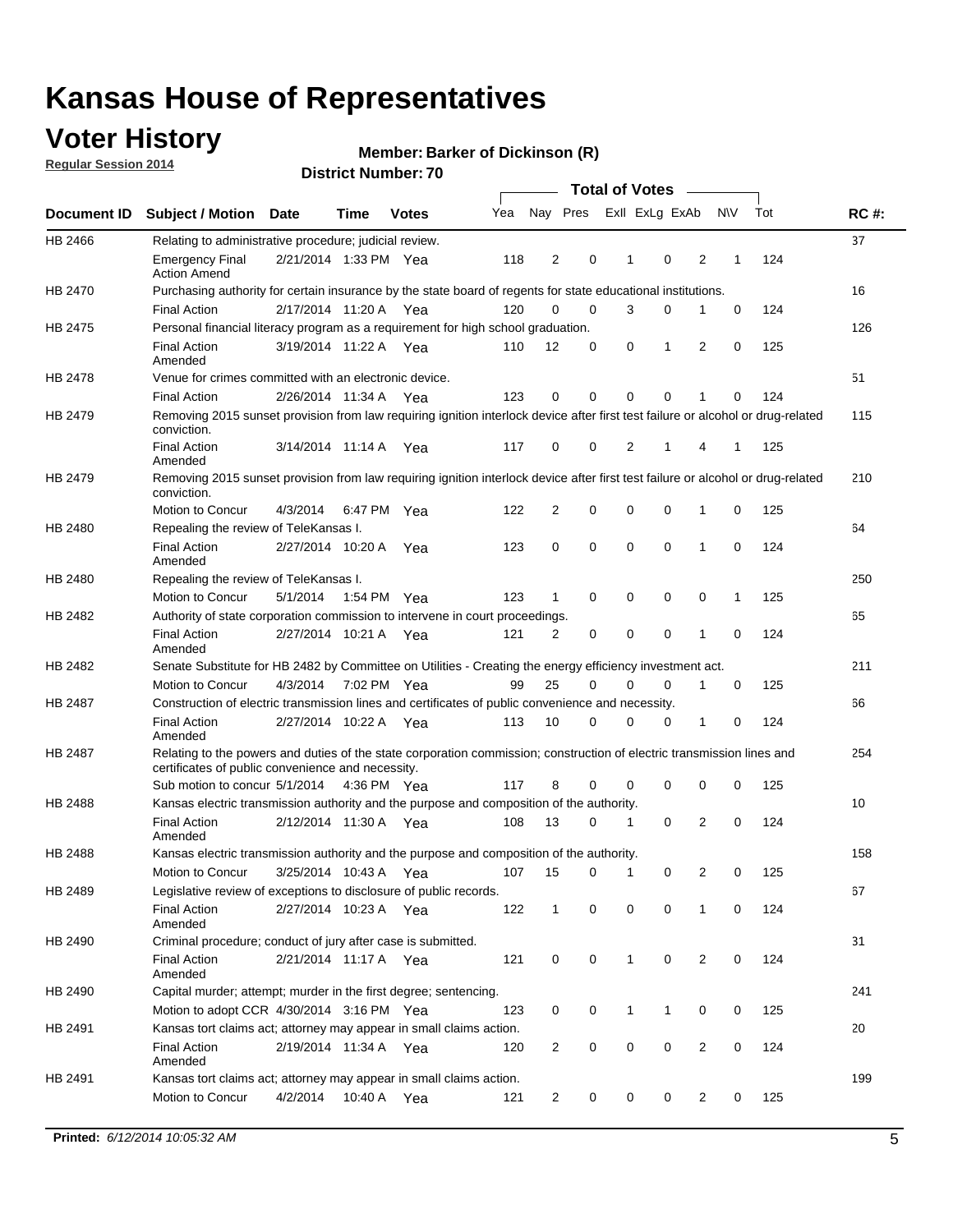# Kansas House of Representatives

## Voter History

**Regular Session 2014**

**Member: Barker of Dickinson (R)**

**District Number: 70**

| Document ID | Subject / Motion | Date | Time | Votes | Yea | Nay | Pres | ExlI | ExLg | ExAb | N\V | Tot | RC #: |
|---|---|---|---|---|---|---|---|---|---|---|---|---|---|
| HB 2466 | Relating to administrative procedure; judicial review. | | | | | | | | | | | | 37 |
| | Emergency Final Action Amend | 2/21/2014 | 1:33 PM | Yea | 118 | 2 | 0 | 1 | 0 | 2 | 1 | 124 | |
| HB 2470 | Purchasing authority for certain insurance by the state board of regents for state educational institutions. | | | | | | | | | | | | 16 |
| | Final Action | 2/17/2014 | 11:20 A | Yea | 120 | 0 | 0 | 3 | 0 | 1 | 0 | 124 | |
| HB 2475 | Personal financial literacy program as a requirement for high school graduation. | | | | | | | | | | | | 126 |
| | Final Action Amended | 3/19/2014 | 11:22 A | Yea | 110 | 12 | 0 | 0 | 1 | 2 | 0 | 125 | |
| HB 2478 | Venue for crimes committed with an electronic device. | | | | | | | | | | | | 51 |
| | Final Action | 2/26/2014 | 11:34 A | Yea | 123 | 0 | 0 | 0 | 0 | 1 | 0 | 124 | |
| HB 2479 | Removing 2015 sunset provision from law requiring ignition interlock device after first test failure or alcohol or drug-related conviction. | | | | | | | | | | | | 115 |
| | Final Action Amended | 3/14/2014 | 11:14 A | Yea | 117 | 0 | 0 | 2 | 1 | 4 | 1 | 125 | |
| HB 2479 | Removing 2015 sunset provision from law requiring ignition interlock device after first test failure or alcohol or drug-related conviction. | | | | | | | | | | | | 210 |
| | Motion to Concur | 4/3/2014 | 6:47 PM | Yea | 122 | 2 | 0 | 0 | 0 | 1 | 0 | 125 | |
| HB 2480 | Repealing the review of TeleKansas I. | | | | | | | | | | | | 64 |
| | Final Action Amended | 2/27/2014 | 10:20 A | Yea | 123 | 0 | 0 | 0 | 0 | 1 | 0 | 124 | |
| HB 2480 | Repealing the review of TeleKansas I. | | | | | | | | | | | | 250 |
| | Motion to Concur | 5/1/2014 | 1:54 PM | Yea | 123 | 1 | 0 | 0 | 0 | 0 | 1 | 125 | |
| HB 2482 | Authority of state corporation commission to intervene in court proceedings. | | | | | | | | | | | | 65 |
| | Final Action Amended | 2/27/2014 | 10:21 A | Yea | 121 | 2 | 0 | 0 | 0 | 1 | 0 | 124 | |
| HB 2482 | Senate Substitute for HB 2482 by Committee on Utilities - Creating the energy efficiency investment act. | | | | | | | | | | | | 211 |
| | Motion to Concur | 4/3/2014 | 7:02 PM | Yea | 99 | 25 | 0 | 0 | 0 | 1 | 0 | 125 | |
| HB 2487 | Construction of electric transmission lines and certificates of public convenience and necessity. | | | | | | | | | | | | 66 |
| | Final Action Amended | 2/27/2014 | 10:22 A | Yea | 113 | 10 | 0 | 0 | 0 | 1 | 0 | 124 | |
| HB 2487 | Relating to the powers and duties of the state corporation commission; construction of electric transmission lines and certificates of public convenience and necessity. | | | | | | | | | | | | 254 |
| | Sub motion to concur | 5/1/2014 | 4:36 PM | Yea | 117 | 8 | 0 | 0 | 0 | 0 | 0 | 125 | |
| HB 2488 | Kansas electric transmission authority and the purpose and composition of the authority. | | | | | | | | | | | | 10 |
| | Final Action Amended | 2/12/2014 | 11:30 A | Yea | 108 | 13 | 0 | 1 | 0 | 2 | 0 | 124 | |
| HB 2488 | Kansas electric transmission authority and the purpose and composition of the authority. | | | | | | | | | | | | 158 |
| | Motion to Concur | 3/25/2014 | 10:43 A | Yea | 107 | 15 | 0 | 1 | 0 | 2 | 0 | 125 | |
| HB 2489 | Legislative review of exceptions to disclosure of public records. | | | | | | | | | | | | 67 |
| | Final Action Amended | 2/27/2014 | 10:23 A | Yea | 122 | 1 | 0 | 0 | 0 | 1 | 0 | 124 | |
| HB 2490 | Criminal procedure; conduct of jury after case is submitted. | | | | | | | | | | | | 31 |
| | Final Action Amended | 2/21/2014 | 11:17 A | Yea | 121 | 0 | 0 | 1 | 0 | 2 | 0 | 124 | |
| HB 2490 | Capital murder; attempt; murder in the first degree; sentencing. | | | | | | | | | | | | 241 |
| | Motion to adopt CCR | 4/30/2014 | 3:16 PM | Yea | 123 | 0 | 0 | 1 | 1 | 0 | 0 | 125 | |
| HB 2491 | Kansas tort claims act; attorney may appear in small claims action. | | | | | | | | | | | | 20 |
| | Final Action Amended | 2/19/2014 | 11:34 A | Yea | 120 | 2 | 0 | 0 | 0 | 2 | 0 | 124 | |
| HB 2491 | Kansas tort claims act; attorney may appear in small claims action. | | | | | | | | | | | | 199 |
| | Motion to Concur | 4/2/2014 | 10:40 A | Yea | 121 | 2 | 0 | 0 | 0 | 2 | 0 | 125 | |

**Printed:** *6/12/2014 10:05:32 AM*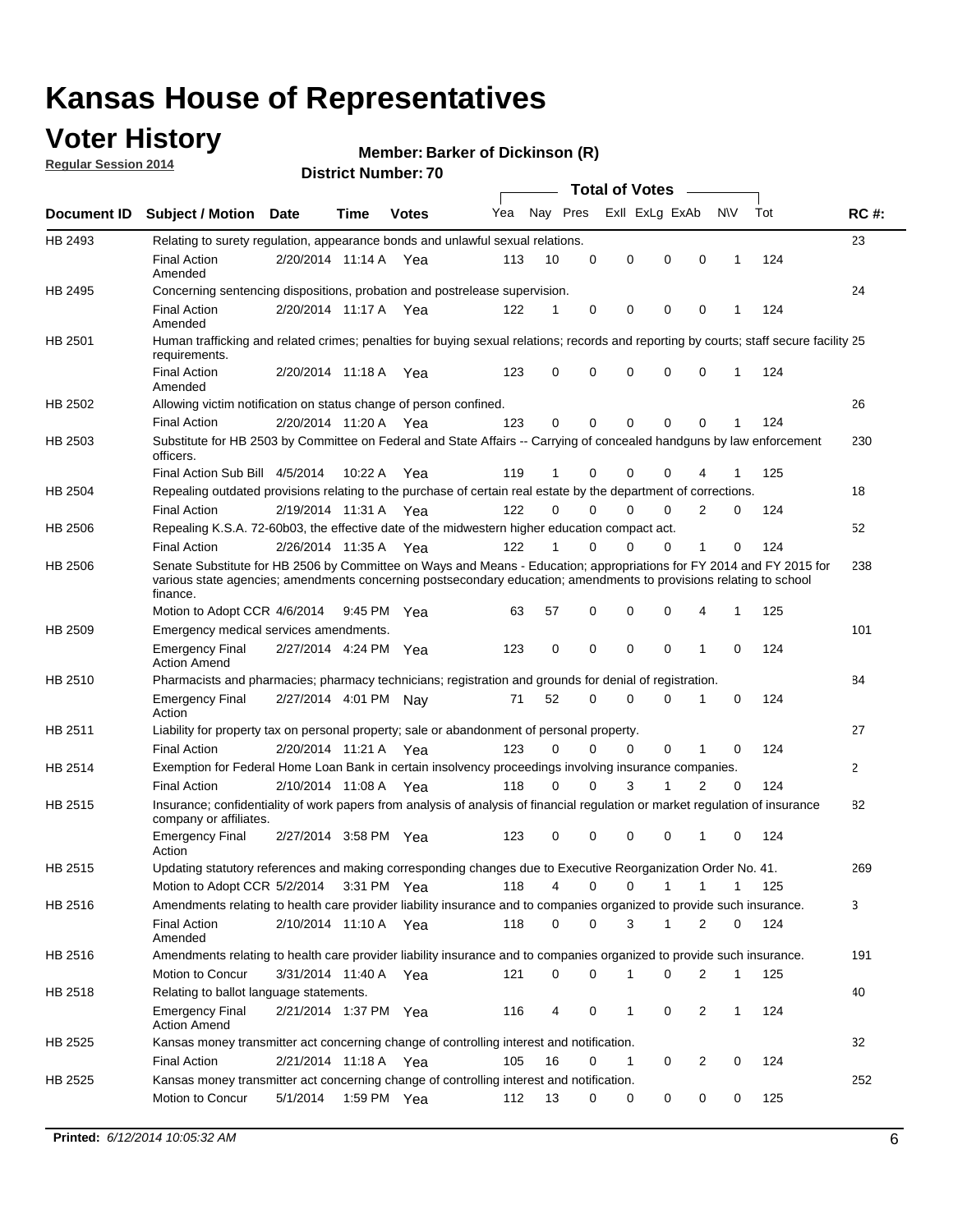# Kansas House of Representatives

## Voter History

**Regular Session 2014**

**Member: Barker of Dickinson (R)**

**District Number: 70**

| Document ID | Subject / Motion | Date | Time | Votes | Yea | Nay | Pres | ExII | ExLg | ExAb | N\V | Tot | RC #: |
|---|---|---|---|---|---|---|---|---|---|---|---|---|---|
| HB 2493 | Relating to surety regulation, appearance bonds and unlawful sexual relations. | | | | | | | | | | | | 23 |
| | Final Action Amended | 2/20/2014 | 11:14 A | Yea | 113 | 10 | 0 | 0 | 0 | 0 | 1 | 124 | |
| HB 2495 | Concerning sentencing dispositions, probation and postrelease supervision. | | | | | | | | | | | | 24 |
| | Final Action Amended | 2/20/2014 | 11:17 A | Yea | 122 | 1 | 0 | 0 | 0 | 0 | 1 | 124 | |
| HB 2501 | Human trafficking and related crimes; penalties for buying sexual relations; records and reporting by courts; staff secure facility requirements. | | | | | | | | | | | | 25 |
| | Final Action Amended | 2/20/2014 | 11:18 A | Yea | 123 | 0 | 0 | 0 | 0 | 0 | 1 | 124 | |
| HB 2502 | Allowing victim notification on status change of person confined. | | | | | | | | | | | | 26 |
| | Final Action | 2/20/2014 | 11:20 A | Yea | 123 | 0 | 0 | 0 | 0 | 0 | 1 | 124 | |
| HB 2503 | Substitute for HB 2503 by Committee on Federal and State Affairs -- Carrying of concealed handguns by law enforcement officers. | | | | | | | | | | | | 230 |
| | Final Action Sub Bill | 4/5/2014 | 10:22 A | Yea | 119 | 1 | 0 | 0 | 0 | 4 | 1 | 125 | |
| HB 2504 | Repealing outdated provisions relating to the purchase of certain real estate by the department of corrections. | | | | | | | | | | | | 18 |
| | Final Action | 2/19/2014 | 11:31 A | Yea | 122 | 0 | 0 | 0 | 0 | 2 | 0 | 124 | |
| HB 2506 | Repealing K.S.A. 72-60b03, the effective date of the midwestern higher education compact act. | | | | | | | | | | | | 52 |
| | Final Action | 2/26/2014 | 11:35 A | Yea | 122 | 1 | 0 | 0 | 0 | 1 | 0 | 124 | |
| HB 2506 | Senate Substitute for HB 2506 by Committee on Ways and Means - Education; appropriations for FY 2014 and FY 2015 for various state agencies; amendments concerning postsecondary education; amendments to provisions relating to school finance. | | | | | | | | | | | | 238 |
| | Motion to Adopt CCR | 4/6/2014 | 9:45 PM | Yea | 63 | 57 | 0 | 0 | 0 | 4 | 1 | 125 | |
| HB 2509 | Emergency medical services amendments. | | | | | | | | | | | | 101 |
| | Emergency Final Action Amend | 2/27/2014 | 4:24 PM | Yea | 123 | 0 | 0 | 0 | 0 | 1 | 0 | 124 | |
| HB 2510 | Pharmacists and pharmacies; pharmacy technicians; registration and grounds for denial of registration. | | | | | | | | | | | | 84 |
| | Emergency Final Action | 2/27/2014 | 4:01 PM | Nay | 71 | 52 | 0 | 0 | 0 | 1 | 0 | 124 | |
| HB 2511 | Liability for property tax on personal property; sale or abandonment of personal property. | | | | | | | | | | | | 27 |
| | Final Action | 2/20/2014 | 11:21 A | Yea | 123 | 0 | 0 | 0 | 0 | 1 | 0 | 124 | |
| HB 2514 | Exemption for Federal Home Loan Bank in certain insolvency proceedings involving insurance companies. | | | | | | | | | | | | 2 |
| | Final Action | 2/10/2014 | 11:08 A | Yea | 118 | 0 | 0 | 3 | 1 | 2 | 0 | 124 | |
| HB 2515 | Insurance; confidentiality of work papers from analysis of analysis of financial regulation or market regulation of insurance company or affiliates. | | | | | | | | | | | | 82 |
| | Emergency Final Action | 2/27/2014 | 3:58 PM | Yea | 123 | 0 | 0 | 0 | 0 | 1 | 0 | 124 | |
| HB 2515 | Updating statutory references and making corresponding changes due to Executive Reorganization Order No. 41. | | | | | | | | | | | | 269 |
| | Motion to Adopt CCR | 5/2/2014 | 3:31 PM | Yea | 118 | 4 | 0 | 0 | 1 | 1 | 1 | 125 | |
| HB 2516 | Amendments relating to health care provider liability insurance and to companies organized to provide such insurance. | | | | | | | | | | | | 3 |
| | Final Action Amended | 2/10/2014 | 11:10 A | Yea | 118 | 0 | 0 | 3 | 1 | 2 | 0 | 124 | |
| HB 2516 | Amendments relating to health care provider liability insurance and to companies organized to provide such insurance. | | | | | | | | | | | | 191 |
| | Motion to Concur | 3/31/2014 | 11:40 A | Yea | 121 | 0 | 0 | 1 | 0 | 2 | 1 | 125 | |
| HB 2518 | Relating to ballot language statements. | | | | | | | | | | | | 40 |
| | Emergency Final Action Amend | 2/21/2014 | 1:37 PM | Yea | 116 | 4 | 0 | 1 | 0 | 2 | 1 | 124 | |
| HB 2525 | Kansas money transmitter act concerning change of controlling interest and notification. | | | | | | | | | | | | 32 |
| | Final Action | 2/21/2014 | 11:18 A | Yea | 105 | 16 | 0 | 1 | 0 | 2 | 0 | 124 | |
| HB 2525 | Kansas money transmitter act concerning change of controlling interest and notification. | | | | | | | | | | | | 252 |
| | Motion to Concur | 5/1/2014 | 1:59 PM | Yea | 112 | 13 | 0 | 0 | 0 | 0 | 0 | 125 | |

**Printed:** *6/12/2014 10:05:32 AM*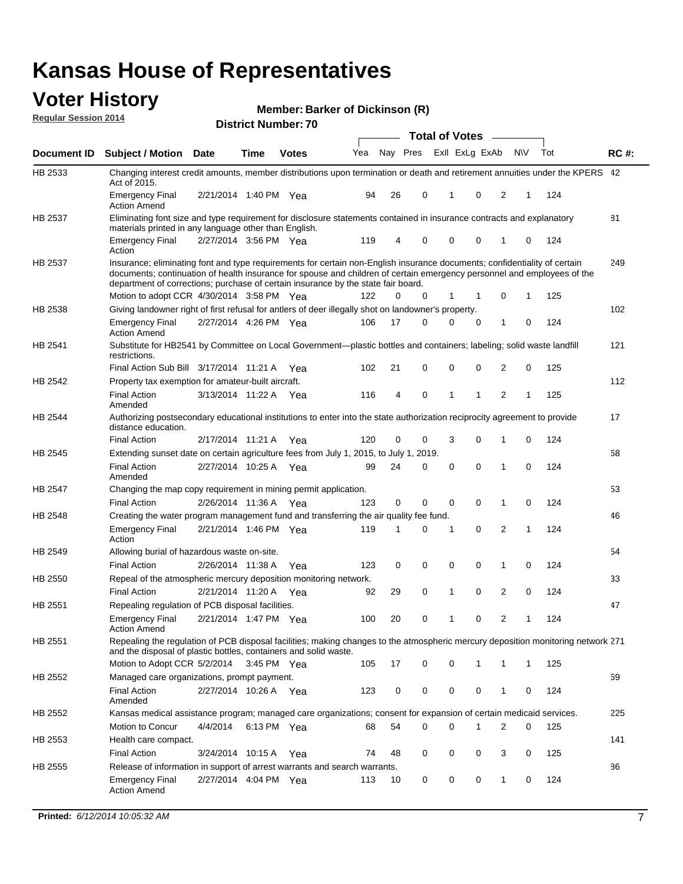# Kansas House of Representatives

## Voter History

**Regular Session 2014**

**Member: Barker of Dickinson (R)**

**District Number: 70**

| Document ID | Subject / Motion | Date | Time | Votes | Yea | Nay | Pres | ExII | ExLg | ExAb | N\V | Tot | RC #: |
|---|---|---|---|---|---|---|---|---|---|---|---|---|---|
| HB 2533 | Changing interest credit amounts, member distributions upon termination or death and retirement annuities under the KPERS Act of 2015. | | | | | | | | | | | | 42 |
| | Emergency Final Action Amend | 2/21/2014 | 1:40 PM | Yea | 94 | 26 | 0 | 1 | 0 | 2 | 1 | 124 | |
| HB 2537 | Eliminating font size and type requirement for disclosure statements contained in insurance contracts and explanatory materials printed in any language other than English. | | | | | | | | | | | | 81 |
| | Emergency Final Action | 2/27/2014 | 3:56 PM | Yea | 119 | 4 | 0 | 0 | 0 | 1 | 0 | 124 | |
| HB 2537 | Insurance; eliminating font and type requirements for certain non-English insurance documents; confidentiality of certain documents; continuation of health insurance for spouse and children of certain emergency personnel and employees of the department of corrections; purchase of certain insurance by the state fair board. | | | | | | | | | | | | 249 |
| | Motion to adopt CCR | 4/30/2014 | 3:58 PM | Yea | 122 | 0 | 0 | 1 | 1 | 0 | 1 | 125 | |
| HB 2538 | Giving landowner right of first refusal for antlers of deer illegally shot on landowner's property. | | | | | | | | | | | | 102 |
| | Emergency Final Action Amend | 2/27/2014 | 4:26 PM | Yea | 106 | 17 | 0 | 0 | 0 | 1 | 0 | 124 | |
| HB 2541 | Substitute for HB2541 by Committee on Local Government—plastic bottles and containers; labeling; solid waste landfill restrictions. | | | | | | | | | | | | 121 |
| | Final Action Sub Bill | 3/17/2014 | 11:21 A | Yea | 102 | 21 | 0 | 0 | 0 | 2 | 0 | 125 | |
| HB 2542 | Property tax exemption for amateur-built aircraft. | | | | | | | | | | | | 112 |
| | Final Action Amended | 3/13/2014 | 11:22 A | Yea | 116 | 4 | 0 | 1 | 1 | 2 | 1 | 125 | |
| HB 2544 | Authorizing postsecondary educational institutions to enter into the state authorization reciprocity agreement to provide distance education. | | | | | | | | | | | | 17 |
| | Final Action | 2/17/2014 | 11:21 A | Yea | 120 | 0 | 0 | 3 | 0 | 1 | 0 | 124 | |
| HB 2545 | Extending sunset date on certain agriculture fees from July 1, 2015, to July 1, 2019. | | | | | | | | | | | | 68 |
| | Final Action Amended | 2/27/2014 | 10:25 A | Yea | 99 | 24 | 0 | 0 | 0 | 1 | 0 | 124 | |
| HB 2547 | Changing the map copy requirement in mining permit application. | | | | | | | | | | | | 53 |
| | Final Action | 2/26/2014 | 11:36 A | Yea | 123 | 0 | 0 | 0 | 0 | 1 | 0 | 124 | |
| HB 2548 | Creating the water program management fund and transferring the air quality fee fund. | | | | | | | | | | | | 46 |
| | Emergency Final Action | 2/21/2014 | 1:46 PM | Yea | 119 | 1 | 0 | 1 | 0 | 2 | 1 | 124 | |
| HB 2549 | Allowing burial of hazardous waste on-site. | | | | | | | | | | | | 54 |
| | Final Action | 2/26/2014 | 11:38 A | Yea | 123 | 0 | 0 | 0 | 0 | 1 | 0 | 124 | |
| HB 2550 | Repeal of the atmospheric mercury deposition monitoring network. | | | | | | | | | | | | 33 |
| | Final Action | 2/21/2014 | 11:20 A | Yea | 92 | 29 | 0 | 1 | 0 | 2 | 0 | 124 | |
| HB 2551 | Repealing regulation of PCB disposal facilities. | | | | | | | | | | | | 47 |
| | Emergency Final Action Amend | 2/21/2014 | 1:47 PM | Yea | 100 | 20 | 0 | 1 | 0 | 2 | 1 | 124 | |
| HB 2551 | Repealing the regulation of PCB disposal facilities; making changes to the atmospheric mercury deposition monitoring network and the disposal of plastic bottles, containers and solid waste. | | | | | | | | | | | | 271 |
| | Motion to Adopt CCR | 5/2/2014 | 3:45 PM | Yea | 105 | 17 | 0 | 0 | 1 | 1 | 1 | 125 | |
| HB 2552 | Managed care organizations, prompt payment. | | | | | | | | | | | | 69 |
| | Final Action Amended | 2/27/2014 | 10:26 A | Yea | 123 | 0 | 0 | 0 | 0 | 1 | 0 | 124 | |
| HB 2552 | Kansas medical assistance program; managed care organizations; consent for expansion of certain medicaid services. | | | | | | | | | | | | 225 |
| | Motion to Concur | 4/4/2014 | 6:13 PM | Yea | 68 | 54 | 0 | 0 | 1 | 2 | 0 | 125 | |
| HB 2553 | Health care compact. | | | | | | | | | | | | 141 |
| | Final Action | 3/24/2014 | 10:15 A | Yea | 74 | 48 | 0 | 0 | 0 | 3 | 0 | 125 | |
| HB 2555 | Release of information in support of arrest warrants and search warrants. | | | | | | | | | | | | 86 |
| | Emergency Final Action Amend | 2/27/2014 | 4:04 PM | Yea | 113 | 10 | 0 | 0 | 0 | 1 | 0 | 124 | |

**Printed:** *6/12/2014 10:05:32 AM*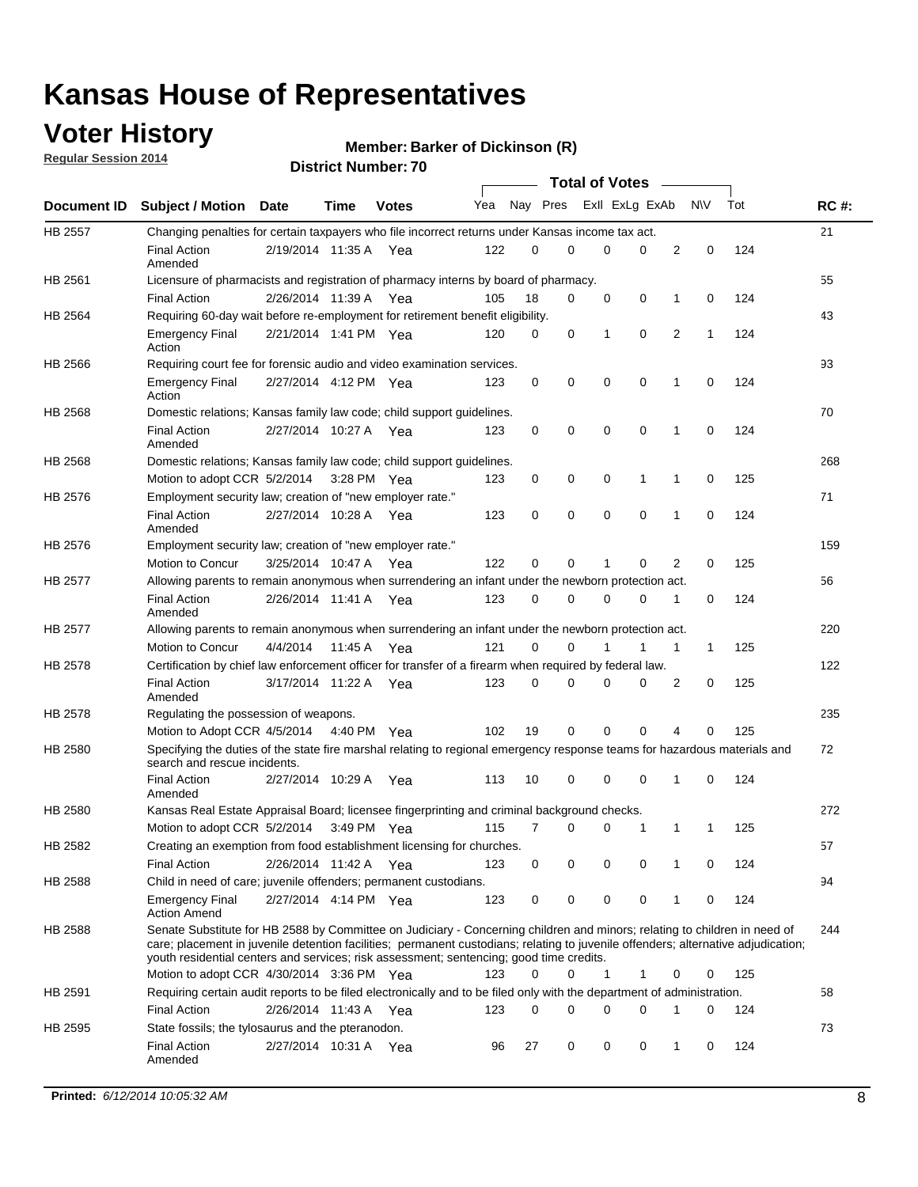# Kansas House of Representatives

## Voter History

**Regular Session 2014**

**Member: Barker of Dickinson (R)**

**District Number: 70**

| Document ID | Subject / Motion | Date | Time | Votes | Yea | Nay | Pres | ExII | ExLg | ExAb | N\V | Tot | RC #: |
|---|---|---|---|---|---|---|---|---|---|---|---|---|---|
| HB 2557 | Changing penalties for certain taxpayers who file incorrect returns under Kansas income tax act. | | | | | | | | | | | | 21 |
| | Final Action Amended | 2/19/2014 | 11:35 A | Yea | 122 | 0 | 0 | 0 | 0 | 2 | 0 | 124 | |
| HB 2561 | Licensure of pharmacists and registration of pharmacy interns by board of pharmacy. | | | | | | | | | | | | 55 |
| | Final Action | 2/26/2014 | 11:39 A | Yea | 105 | 18 | 0 | 0 | 0 | 1 | 0 | 124 | |
| HB 2564 | Requiring 60-day wait before re-employment for retirement benefit eligibility. | | | | | | | | | | | | 43 |
| | Emergency Final Action | 2/21/2014 | 1:41 PM | Yea | 120 | 0 | 0 | 1 | 0 | 2 | 1 | 124 | |
| HB 2566 | Requiring court fee for forensic audio and video examination services. | | | | | | | | | | | | 93 |
| | Emergency Final Action | 2/27/2014 | 4:12 PM | Yea | 123 | 0 | 0 | 0 | 0 | 1 | 0 | 124 | |
| HB 2568 | Domestic relations; Kansas family law code; child support guidelines. | | | | | | | | | | | | 70 |
| | Final Action Amended | 2/27/2014 | 10:27 A | Yea | 123 | 0 | 0 | 0 | 0 | 1 | 0 | 124 | |
| HB 2568 | Domestic relations; Kansas family law code; child support guidelines. | | | | | | | | | | | | 268 |
| | Motion to adopt CCR | 5/2/2014 | 3:28 PM | Yea | 123 | 0 | 0 | 0 | 1 | 1 | 0 | 125 | |
| HB 2576 | Employment security law; creation of "new employer rate." | | | | | | | | | | | | 71 |
| | Final Action Amended | 2/27/2014 | 10:28 A | Yea | 123 | 0 | 0 | 0 | 0 | 1 | 0 | 124 | |
| HB 2576 | Employment security law; creation of "new employer rate." | | | | | | | | | | | | 159 |
| | Motion to Concur | 3/25/2014 | 10:47 A | Yea | 122 | 0 | 0 | 1 | 0 | 2 | 0 | 125 | |
| HB 2577 | Allowing parents to remain anonymous when surrendering an infant under the newborn protection act. | | | | | | | | | | | | 56 |
| | Final Action Amended | 2/26/2014 | 11:41 A | Yea | 123 | 0 | 0 | 0 | 0 | 1 | 0 | 124 | |
| HB 2577 | Allowing parents to remain anonymous when surrendering an infant under the newborn protection act. | | | | | | | | | | | | 220 |
| | Motion to Concur | 4/4/2014 | 11:45 A | Yea | 121 | 0 | 0 | 1 | 1 | 1 | 1 | 125 | |
| HB 2578 | Certification by chief law enforcement officer for transfer of a firearm when required by federal law. | | | | | | | | | | | | 122 |
| | Final Action Amended | 3/17/2014 | 11:22 A | Yea | 123 | 0 | 0 | 0 | 0 | 2 | 0 | 125 | |
| HB 2578 | Regulating the possession of weapons. | | | | | | | | | | | | 235 |
| | Motion to Adopt CCR | 4/5/2014 | 4:40 PM | Yea | 102 | 19 | 0 | 0 | 0 | 4 | 0 | 125 | |
| HB 2580 | Specifying the duties of the state fire marshal relating to regional emergency response teams for hazardous materials and search and rescue incidents. | | | | | | | | | | | | 72 |
| | Final Action Amended | 2/27/2014 | 10:29 A | Yea | 113 | 10 | 0 | 0 | 0 | 1 | 0 | 124 | |
| HB 2580 | Kansas Real Estate Appraisal Board; licensee fingerprinting and criminal background checks. | | | | | | | | | | | | 272 |
| | Motion to adopt CCR | 5/2/2014 | 3:49 PM | Yea | 115 | 7 | 0 | 0 | 1 | 1 | 1 | 125 | |
| HB 2582 | Creating an exemption from food establishment licensing for churches. | | | | | | | | | | | | 57 |
| | Final Action | 2/26/2014 | 11:42 A | Yea | 123 | 0 | 0 | 0 | 0 | 1 | 0 | 124 | |
| HB 2588 | Child in need of care; juvenile offenders; permanent custodians. | | | | | | | | | | | | 94 |
| | Emergency Final Action Amend | 2/27/2014 | 4:14 PM | Yea | 123 | 0 | 0 | 0 | 0 | 1 | 0 | 124 | |
| HB 2588 | Senate Substitute for HB 2588 by Committee on Judiciary - Concerning children and minors; relating to children in need of care; placement in juvenile detention facilities; permanent custodians; relating to juvenile offenders; alternative adjudication; youth residential centers and services; risk assessment; sentencing; good time credits. | | | | | | | | | | | | 244 |
| | Motion to adopt CCR | 4/30/2014 | 3:36 PM | Yea | 123 | 0 | 0 | 1 | 1 | 0 | 0 | 125 | |
| HB 2591 | Requiring certain audit reports to be filed electronically and to be filed only with the department of administration. | | | | | | | | | | | | 58 |
| | Final Action | 2/26/2014 | 11:43 A | Yea | 123 | 0 | 0 | 0 | 0 | 1 | 0 | 124 | |
| HB 2595 | State fossils; the tylosaurus and the pteranodon. | | | | | | | | | | | | 73 |
| | Final Action Amended | 2/27/2014 | 10:31 A | Yea | 96 | 27 | 0 | 0 | 0 | 1 | 0 | 124 | |

**Printed:** *6/12/2014 10:05:32 AM*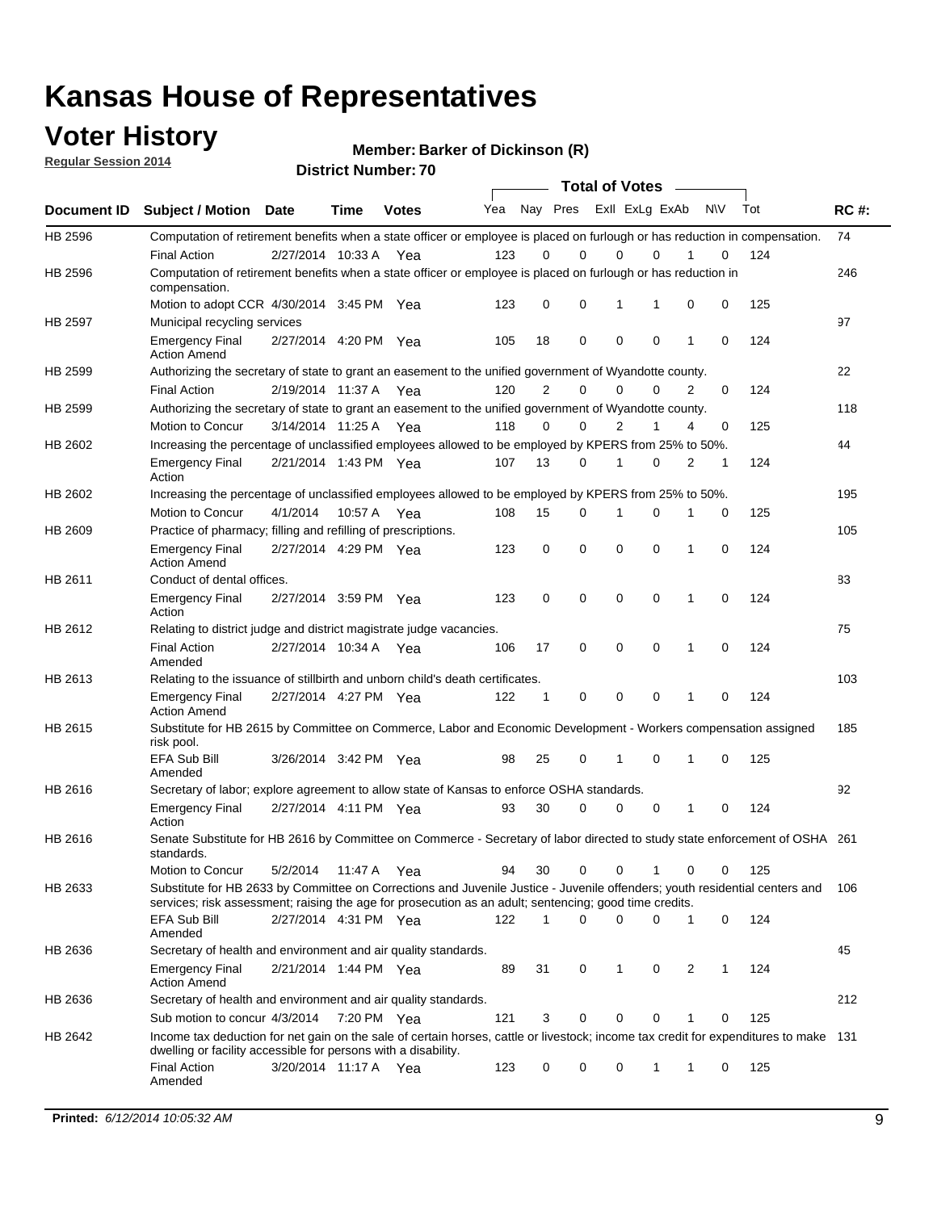# Kansas House of Representatives

## Voter History

**Regular Session 2014**

**Member: Barker of Dickinson (R)**

**District Number: 70**

| Document ID | Subject / Motion | Date | Time | Votes | Yea | Nay | Pres | ExlI | ExLg | ExAb | N\V | Tot | RC #: |
|---|---|---|---|---|---|---|---|---|---|---|---|---|---|
| HB 2596 | Computation of retirement benefits when a state officer or employee is placed on furlough or has reduction in compensation. | | | | | | | | | | | | 74 |
| | Final Action | 2/27/2014 | 10:33 A | Yea | 123 | 0 | 0 | 0 | 0 | 1 | 0 | 124 | |
| HB 2596 | Computation of retirement benefits when a state officer or employee is placed on furlough or has reduction in compensation. | | | | | | | | | | | | 246 |
| | Motion to adopt CCR | 4/30/2014 | 3:45 PM | Yea | 123 | 0 | 0 | 1 | 1 | 0 | 0 | 125 | |
| HB 2597 | Municipal recycling services | | | | | | | | | | | | 97 |
| | Emergency Final Action Amend | 2/27/2014 | 4:20 PM | Yea | 105 | 18 | 0 | 0 | 0 | 1 | 0 | 124 | |
| HB 2599 | Authorizing the secretary of state to grant an easement to the unified government of Wyandotte county. | | | | | | | | | | | | 22 |
| | Final Action | 2/19/2014 | 11:37 A | Yea | 120 | 2 | 0 | 0 | 0 | 2 | 0 | 124 | |
| HB 2599 | Authorizing the secretary of state to grant an easement to the unified government of Wyandotte county. | | | | | | | | | | | | 118 |
| | Motion to Concur | 3/14/2014 | 11:25 A | Yea | 118 | 0 | 0 | 2 | 1 | 4 | 0 | 125 | |
| HB 2602 | Increasing the percentage of unclassified employees allowed to be employed by KPERS from 25% to 50%. | | | | | | | | | | | | 44 |
| | Emergency Final Action | 2/21/2014 | 1:43 PM | Yea | 107 | 13 | 0 | 1 | 0 | 2 | 1 | 124 | |
| HB 2602 | Increasing the percentage of unclassified employees allowed to be employed by KPERS from 25% to 50%. | | | | | | | | | | | | 195 |
| | Motion to Concur | 4/1/2014 | 10:57 A | Yea | 108 | 15 | 0 | 1 | 0 | 1 | 0 | 125 | |
| HB 2609 | Practice of pharmacy; filling and refilling of prescriptions. | | | | | | | | | | | | 105 |
| | Emergency Final Action Amend | 2/27/2014 | 4:29 PM | Yea | 123 | 0 | 0 | 0 | 0 | 1 | 0 | 124 | |
| HB 2611 | Conduct of dental offices. | | | | | | | | | | | | 83 |
| | Emergency Final Action | 2/27/2014 | 3:59 PM | Yea | 123 | 0 | 0 | 0 | 0 | 1 | 0 | 124 | |
| HB 2612 | Relating to district judge and district magistrate judge vacancies. | | | | | | | | | | | | 75 |
| | Final Action Amended | 2/27/2014 | 10:34 A | Yea | 106 | 17 | 0 | 0 | 0 | 1 | 0 | 124 | |
| HB 2613 | Relating to the issuance of stillbirth and unborn child's death certificates. | | | | | | | | | | | | 103 |
| | Emergency Final Action Amend | 2/27/2014 | 4:27 PM | Yea | 122 | 1 | 0 | 0 | 0 | 1 | 0 | 124 | |
| HB 2615 | Substitute for HB 2615 by Committee on Commerce, Labor and Economic Development - Workers compensation assigned risk pool. | | | | | | | | | | | | 185 |
| | EFA Sub Bill Amended | 3/26/2014 | 3:42 PM | Yea | 98 | 25 | 0 | 1 | 0 | 1 | 0 | 125 | |
| HB 2616 | Secretary of labor; explore agreement to allow state of Kansas to enforce OSHA standards. | | | | | | | | | | | | 92 |
| | Emergency Final Action | 2/27/2014 | 4:11 PM | Yea | 93 | 30 | 0 | 0 | 0 | 1 | 0 | 124 | |
| HB 2616 | Senate Substitute for HB 2616 by Committee on Commerce - Secretary of labor directed to study state enforcement of OSHA standards. | | | | | | | | | | | | 261 |
| | Motion to Concur | 5/2/2014 | 11:47 A | Yea | 94 | 30 | 0 | 0 | 1 | 0 | 0 | 125 | |
| HB 2633 | Substitute for HB 2633 by Committee on Corrections and Juvenile Justice - Juvenile offenders; youth residential centers and services; risk assessment; raising the age for prosecution as an adult; sentencing; good time credits. | | | | | | | | | | | | 106 |
| | EFA Sub Bill Amended | 2/27/2014 | 4:31 PM | Yea | 122 | 1 | 0 | 0 | 0 | 1 | 0 | 124 | |
| HB 2636 | Secretary of health and environment and air quality standards. | | | | | | | | | | | | 45 |
| | Emergency Final Action Amend | 2/21/2014 | 1:44 PM | Yea | 89 | 31 | 0 | 1 | 0 | 2 | 1 | 124 | |
| HB 2636 | Secretary of health and environment and air quality standards. | | | | | | | | | | | | 212 |
| | Sub motion to concur | 4/3/2014 | 7:20 PM | Yea | 121 | 3 | 0 | 0 | 0 | 1 | 0 | 125 | |
| HB 2642 | Income tax deduction for net gain on the sale of certain horses, cattle or livestock; income tax credit for expenditures to make dwelling or facility accessible for persons with a disability. | | | | | | | | | | | | 131 |
| | Final Action Amended | 3/20/2014 | 11:17 A | Yea | 123 | 0 | 0 | 0 | 1 | 1 | 0 | 125 | |

**Printed:** *6/12/2014 10:05:32 AM*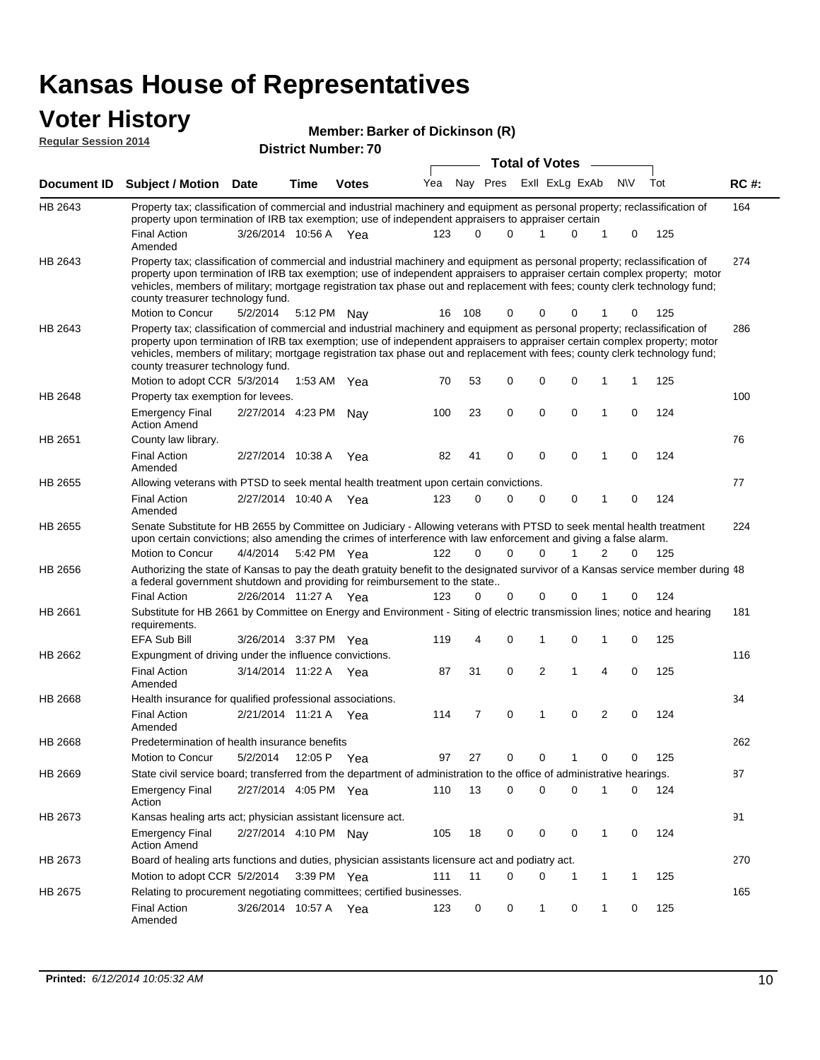# Kansas House of Representatives

## Voter History

**Regular Session 2014**

**Member: Barker of Dickinson (R)**

**District Number: 70**

| Document ID | Subject / Motion | Date | Time | Votes | Yea | Nay | Pres | ExII | ExLg | ExAb | N\V | Tot | RC #: |
|---|---|---|---|---|---|---|---|---|---|---|---|---|---|
| HB 2643 | Property tax; classification of commercial and industrial machinery and equipment as personal property; reclassification of property upon termination of IRB tax exemption; use of independent appraisers to appraiser certain | | | | | | | | | | | | 164 |
| | Final Action Amended | 3/26/2014 | 10:56 A | Yea | 123 | 0 | 0 | 1 | 0 | 1 | 0 | 125 | |
| HB 2643 | Property tax; classification of commercial and industrial machinery and equipment as personal property; reclassification of property upon termination of IRB tax exemption; use of independent appraisers to appraiser certain complex property; motor vehicles, members of military; mortgage registration tax phase out and replacement with fees; county clerk technology fund; county treasurer technology fund. | | | | | | | | | | | | 274 |
| | Motion to Concur | 5/2/2014 | 5:12 PM | Nay | 16 | 108 | 0 | 0 | 0 | 1 | 0 | 125 | |
| HB 2643 | Property tax; classification of commercial and industrial machinery and equipment as personal property; reclassification of property upon termination of IRB tax exemption; use of independent appraisers to appraiser certain complex property; motor vehicles, members of military; mortgage registration tax phase out and replacement with fees; county clerk technology fund; county treasurer technology fund. | | | | | | | | | | | | 286 |
| | Motion to adopt CCR | 5/3/2014 | 1:53 AM | Yea | 70 | 53 | 0 | 0 | 0 | 1 | 1 | 125 | |
| HB 2648 | Property tax exemption for levees. | | | | | | | | | | | | 100 |
| | Emergency Final Action Amend | 2/27/2014 | 4:23 PM | Nay | 100 | 23 | 0 | 0 | 0 | 1 | 0 | 124 | |
| HB 2651 | County law library. | | | | | | | | | | | | 76 |
| | Final Action Amended | 2/27/2014 | 10:38 A | Yea | 82 | 41 | 0 | 0 | 0 | 1 | 0 | 124 | |
| HB 2655 | Allowing veterans with PTSD to seek mental health treatment upon certain convictions. | | | | | | | | | | | | 77 |
| | Final Action Amended | 2/27/2014 | 10:40 A | Yea | 123 | 0 | 0 | 0 | 0 | 1 | 0 | 124 | |
| HB 2655 | Senate Substitute for HB 2655 by Committee on Judiciary - Allowing veterans with PTSD to seek mental health treatment upon certain convictions; also amending the crimes of interference with law enforcement and giving a false alarm. | | | | | | | | | | | | 224 |
| | Motion to Concur | 4/4/2014 | 5:42 PM | Yea | 122 | 0 | 0 | 0 | 1 | 2 | 0 | 125 | |
| HB 2656 | Authorizing the state of Kansas to pay the death gratuity benefit to the designated survivor of a Kansas service member during a federal government shutdown and providing for reimbursement to the state.. | | | | | | | | | | | | 48 |
| | Final Action | 2/26/2014 | 11:27 A | Yea | 123 | 0 | 0 | 0 | 0 | 1 | 0 | 124 | |
| HB 2661 | Substitute for HB 2661 by Committee on Energy and Environment - Siting of electric transmission lines; notice and hearing requirements. | | | | | | | | | | | | 181 |
| | EFA Sub Bill | 3/26/2014 | 3:37 PM | Yea | 119 | 4 | 0 | 1 | 0 | 1 | 0 | 125 | |
| HB 2662 | Expungment of driving under the influence convictions. | | | | | | | | | | | | 116 |
| | Final Action Amended | 3/14/2014 | 11:22 A | Yea | 87 | 31 | 0 | 2 | 1 | 4 | 0 | 125 | |
| HB 2668 | Health insurance for qualified professional associations. | | | | | | | | | | | | 34 |
| | Final Action Amended | 2/21/2014 | 11:21 A | Yea | 114 | 7 | 0 | 1 | 0 | 2 | 0 | 124 | |
| HB 2668 | Predetermination of health insurance benefits | | | | | | | | | | | | 262 |
| | Motion to Concur | 5/2/2014 | 12:05 P | Yea | 97 | 27 | 0 | 0 | 1 | 0 | 0 | 125 | |
| HB 2669 | State civil service board; transferred from the department of administration to the office of administrative hearings. | | | | | | | | | | | | 87 |
| | Emergency Final Action | 2/27/2014 | 4:05 PM | Yea | 110 | 13 | 0 | 0 | 0 | 1 | 0 | 124 | |
| HB 2673 | Kansas healing arts act; physician assistant licensure act. | | | | | | | | | | | | 91 |
| | Emergency Final Action Amend | 2/27/2014 | 4:10 PM | Nay | 105 | 18 | 0 | 0 | 0 | 1 | 0 | 124 | |
| HB 2673 | Board of healing arts functions and duties, physician assistants licensure act and podiatry act. | | | | | | | | | | | | 270 |
| | Motion to adopt CCR | 5/2/2014 | 3:39 PM | Yea | 111 | 11 | 0 | 0 | 1 | 1 | 1 | 125 | |
| HB 2675 | Relating to procurement negotiating committees; certified businesses. | | | | | | | | | | | | 165 |
| | Final Action Amended | 3/26/2014 | 10:57 A | Yea | 123 | 0 | 0 | 1 | 0 | 1 | 0 | 125 | |

**Printed:** *6/12/2014 10:05:32 AM*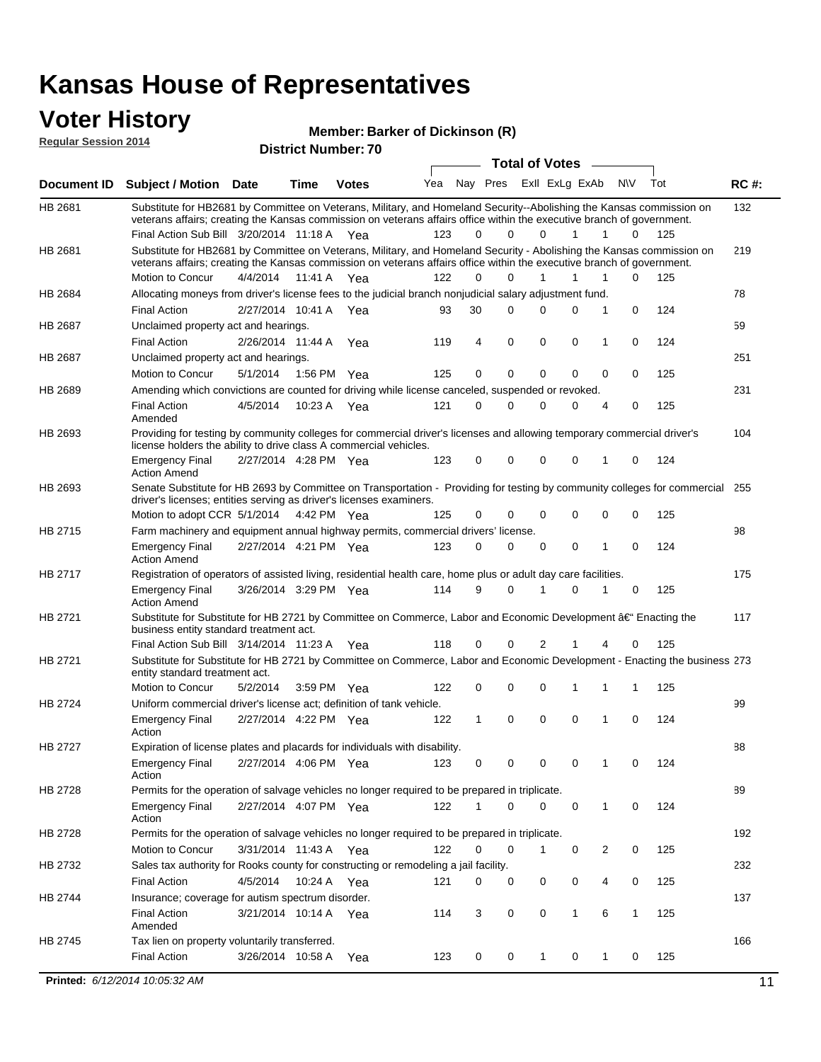# Kansas House of Representatives

## Voter History

**Regular Session 2014**

**Member: Barker of Dickinson (R)**

**District Number: 70**

| Document ID | Subject / Motion | Date | Time | Votes | Yea | Nay | Pres | ExII | ExLg | ExAb | N\V | Tot | RC #: |
|---|---|---|---|---|---|---|---|---|---|---|---|---|---|
| HB 2681 | Substitute for HB2681 by Committee on Veterans, Military, and Homeland Security--Abolishing the Kansas commission on veterans affairs; creating the Kansas commission on veterans affairs office within the executive branch of government. | | | | | | | | | | | | 132 |
| | Final Action Sub Bill | 3/20/2014 | 11:18 A | Yea | 123 | 0 | 0 | 0 | 1 | 1 | 0 | 125 | |
| HB 2681 | Substitute for HB2681 by Committee on Veterans, Military, and Homeland Security - Abolishing the Kansas commission on veterans affairs; creating the Kansas commission on veterans affairs office within the executive branch of government. | | | | | | | | | | | | 219 |
| | Motion to Concur | 4/4/2014 | 11:41 A | Yea | 122 | 0 | 0 | 1 | 1 | 1 | 0 | 125 | |
| HB 2684 | Allocating moneys from driver's license fees to the judicial branch nonjudicial salary adjustment fund. | | | | | | | | | | | | 78 |
| | Final Action | 2/27/2014 | 10:41 A | Yea | 93 | 30 | 0 | 0 | 0 | 1 | 0 | 124 | |
| HB 2687 | Unclaimed property act and hearings. | | | | | | | | | | | | 59 |
| | Final Action | 2/26/2014 | 11:44 A | Yea | 119 | 4 | 0 | 0 | 0 | 1 | 0 | 124 | |
| HB 2687 | Unclaimed property act and hearings. | | | | | | | | | | | | 251 |
| | Motion to Concur | 5/1/2014 | 1:56 PM | Yea | 125 | 0 | 0 | 0 | 0 | 0 | 0 | 125 | |
| HB 2689 | Amending which convictions are counted for driving while license canceled, suspended or revoked. | | | | | | | | | | | | 231 |
| | Final Action Amended | 4/5/2014 | 10:23 A | Yea | 121 | 0 | 0 | 0 | 0 | 4 | 0 | 125 | |
| HB 2693 | Providing for testing by community colleges for commercial driver's licenses and allowing temporary commercial driver's license holders the ability to drive class A commercial vehicles. | | | | | | | | | | | | 104 |
| | Emergency Final Action Amend | 2/27/2014 | 4:28 PM | Yea | 123 | 0 | 0 | 0 | 0 | 1 | 0 | 124 | |
| HB 2693 | Senate Substitute for HB 2693 by Committee on Transportation - Providing for testing by community colleges for commercial driver's licenses; entities serving as driver's licenses examiners. | | | | | | | | | | | | 255 |
| | Motion to adopt CCR | 5/1/2014 | 4:42 PM | Yea | 125 | 0 | 0 | 0 | 0 | 0 | 0 | 125 | |
| HB 2715 | Farm machinery and equipment annual highway permits, commercial drivers' license. | | | | | | | | | | | | 98 |
| | Emergency Final Action Amend | 2/27/2014 | 4:21 PM | Yea | 123 | 0 | 0 | 0 | 0 | 1 | 0 | 124 | |
| HB 2717 | Registration of operators of assisted living, residential health care, home plus or adult day care facilities. | | | | | | | | | | | | 175 |
| | Emergency Final Action Amend | 3/26/2014 | 3:29 PM | Yea | 114 | 9 | 0 | 1 | 0 | 1 | 0 | 125 | |
| HB 2721 | Substitute for Substitute for HB 2721 by Committee on Commerce, Labor and Economic Development â€" Enacting the business entity standard treatment act. | | | | | | | | | | | | 117 |
| | Final Action Sub Bill | 3/14/2014 | 11:23 A | Yea | 118 | 0 | 0 | 2 | 1 | 4 | 0 | 125 | |
| HB 2721 | Substitute for Substitute for HB 2721 by Committee on Commerce, Labor and Economic Development - Enacting the business entity standard treatment act. | | | | | | | | | | | | 273 |
| | Motion to Concur | 5/2/2014 | 3:59 PM | Yea | 122 | 0 | 0 | 0 | 1 | 1 | 1 | 125 | |
| HB 2724 | Uniform commercial driver's license act; definition of tank vehicle. | | | | | | | | | | | | 99 |
| | Emergency Final Action | 2/27/2014 | 4:22 PM | Yea | 122 | 1 | 0 | 0 | 0 | 1 | 0 | 124 | |
| HB 2727 | Expiration of license plates and placards for individuals with disability. | | | | | | | | | | | | 88 |
| | Emergency Final Action | 2/27/2014 | 4:06 PM | Yea | 123 | 0 | 0 | 0 | 0 | 1 | 0 | 124 | |
| HB 2728 | Permits for the operation of salvage vehicles no longer required to be prepared in triplicate. | | | | | | | | | | | | 89 |
| | Emergency Final Action | 2/27/2014 | 4:07 PM | Yea | 122 | 1 | 0 | 0 | 0 | 1 | 0 | 124 | |
| HB 2728 | Permits for the operation of salvage vehicles no longer required to be prepared in triplicate. | | | | | | | | | | | | 192 |
| | Motion to Concur | 3/31/2014 | 11:43 A | Yea | 122 | 0 | 0 | 1 | 0 | 2 | 0 | 125 | |
| HB 2732 | Sales tax authority for Rooks county for constructing or remodeling a jail facility. | | | | | | | | | | | | 232 |
| | Final Action | 4/5/2014 | 10:24 A | Yea | 121 | 0 | 0 | 0 | 0 | 4 | 0 | 125 | |
| HB 2744 | Insurance; coverage for autism spectrum disorder. | | | | | | | | | | | | 137 |
| | Final Action Amended | 3/21/2014 | 10:14 A | Yea | 114 | 3 | 0 | 0 | 1 | 6 | 1 | 125 | |
| HB 2745 | Tax lien on property voluntarily transferred. | | | | | | | | | | | | 166 |
| | Final Action | 3/26/2014 | 10:58 A | Yea | 123 | 0 | 0 | 1 | 0 | 1 | 0 | 125 | |

**Printed:** *6/12/2014 10:05:32 AM*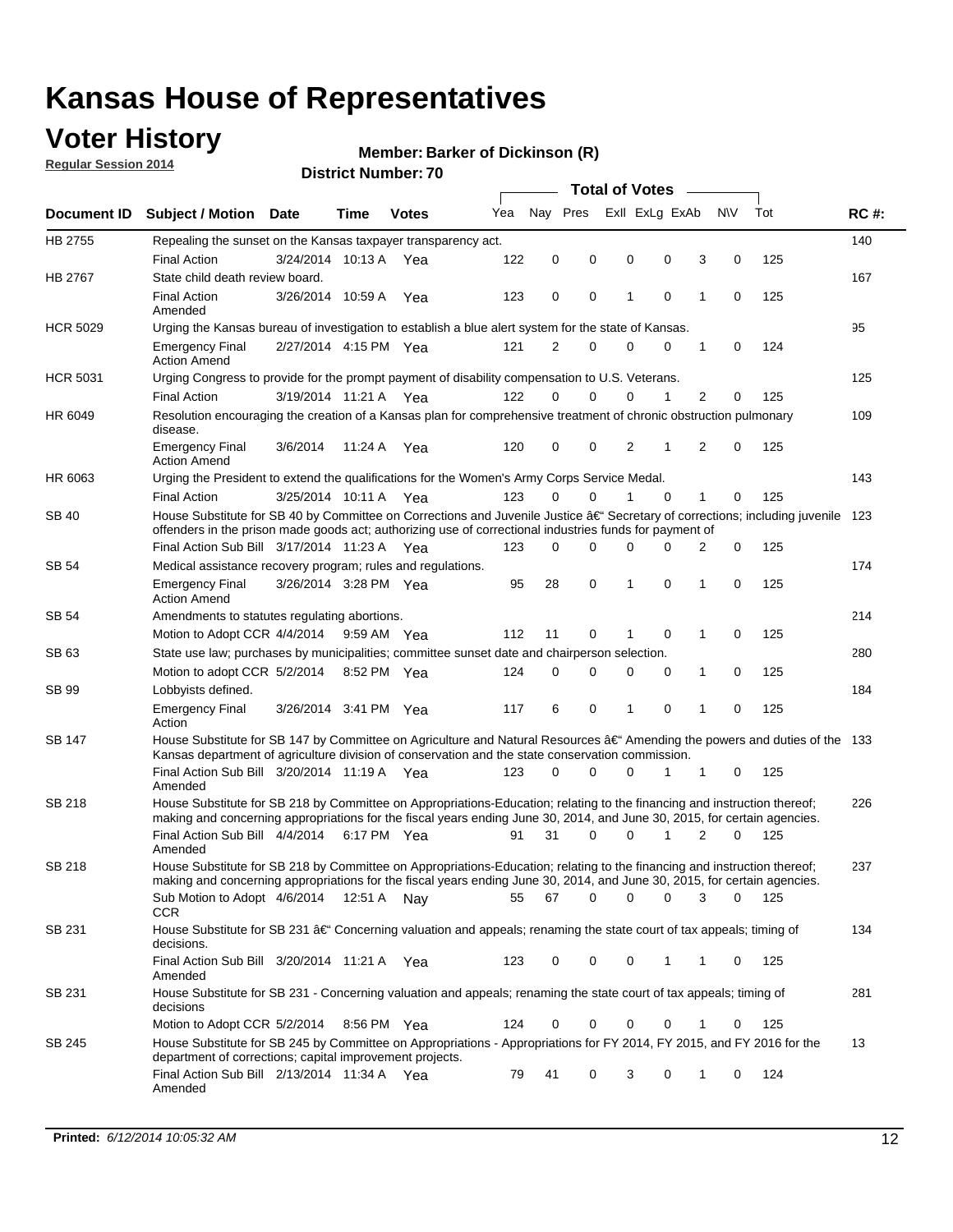# Kansas House of Representatives

## Voter History

**Regular Session 2014**

**Member: Barker of Dickinson (R)**

**District Number: 70**

| Document ID | Subject / Motion | Date | Time | Votes | Yea | Nay | Pres | ExII | ExLg | ExAb | N\V | Tot | RC #: |
|---|---|---|---|---|---|---|---|---|---|---|---|---|---|
| HB 2755 | Repealing the sunset on the Kansas taxpayer transparency act. | | | | | | | | | | | | 140 |
| | Final Action | 3/24/2014 | 10:13 A | Yea | 122 | 0 | 0 | 0 | 0 | 3 | 0 | 125 | |
| HB 2767 | State child death review board. | | | | | | | | | | | | 167 |
| | Final Action Amended | 3/26/2014 | 10:59 A | Yea | 123 | 0 | 0 | 1 | 0 | 1 | 0 | 125 | |
| HCR 5029 | Urging the Kansas bureau of investigation to establish a blue alert system for the state of Kansas. | | | | | | | | | | | | 95 |
| | Emergency Final Action Amend | 2/27/2014 | 4:15 PM | Yea | 121 | 2 | 0 | 0 | 0 | 1 | 0 | 124 | |
| HCR 5031 | Urging Congress to provide for the prompt payment of disability compensation to U.S. Veterans. | | | | | | | | | | | | 125 |
| | Final Action | 3/19/2014 | 11:21 A | Yea | 122 | 0 | 0 | 0 | 1 | 2 | 0 | 125 | |
| HR 6049 | Resolution encouraging the creation of a Kansas plan for comprehensive treatment of chronic obstruction pulmonary disease. | | | | | | | | | | | | 109 |
| | Emergency Final Action Amend | 3/6/2014 | 11:24 A | Yea | 120 | 0 | 0 | 2 | 1 | 2 | 0 | 125 | |
| HR 6063 | Urging the President to extend the qualifications for the Women's Army Corps Service Medal. | | | | | | | | | | | | 143 |
| | Final Action | 3/25/2014 | 10:11 A | Yea | 123 | 0 | 0 | 1 | 0 | 1 | 0 | 125 | |
| SB 40 | House Substitute for SB 40 by Committee on Corrections and Juvenile Justice â€" Secretary of corrections; including juvenile offenders in the prison made goods act; authorizing use of correctional industries funds for payment of | | | | | | | | | | | | 123 |
| | Final Action Sub Bill | 3/17/2014 | 11:23 A | Yea | 123 | 0 | 0 | 0 | 0 | 2 | 0 | 125 | |
| SB 54 | Medical assistance recovery program; rules and regulations. | | | | | | | | | | | | 174 |
| | Emergency Final Action Amend | 3/26/2014 | 3:28 PM | Yea | 95 | 28 | 0 | 1 | 0 | 1 | 0 | 125 | |
| SB 54 | Amendments to statutes regulating abortions. | | | | | | | | | | | | 214 |
| | Motion to Adopt CCR | 4/4/2014 | 9:59 AM | Yea | 112 | 11 | 0 | 1 | 0 | 1 | 0 | 125 | |
| SB 63 | State use law; purchases by municipalities; committee sunset date and chairperson selection. | | | | | | | | | | | | 280 |
| | Motion to adopt CCR | 5/2/2014 | 8:52 PM | Yea | 124 | 0 | 0 | 0 | 0 | 1 | 0 | 125 | |
| SB 99 | Lobbyists defined. | | | | | | | | | | | | 184 |
| | Emergency Final Action | 3/26/2014 | 3:41 PM | Yea | 117 | 6 | 0 | 1 | 0 | 1 | 0 | 125 | |
| SB 147 | House Substitute for SB 147 by Committee on Agriculture and Natural Resources â€" Amending the powers and duties of the Kansas department of agriculture division of conservation and the state conservation commission. | | | | | | | | | | | | 133 |
| | Final Action Sub Bill Amended | 3/20/2014 | 11:19 A | Yea | 123 | 0 | 0 | 0 | 1 | 1 | 0 | 125 | |
| SB 218 | House Substitute for SB 218 by Committee on Appropriations-Education; relating to the financing and instruction thereof; making and concerning appropriations for the fiscal years ending June 30, 2014, and June 30, 2015, for certain agencies. | | | | | | | | | | | | 226 |
| | Final Action Sub Bill Amended | 4/4/2014 | 6:17 PM | Yea | 91 | 31 | 0 | 0 | 1 | 2 | 0 | 125 | |
| SB 218 | House Substitute for SB 218 by Committee on Appropriations-Education; relating to the financing and instruction thereof; making and concerning appropriations for the fiscal years ending June 30, 2014, and June 30, 2015, for certain agencies. | | | | | | | | | | | | 237 |
| | Sub Motion to Adopt CCR | 4/6/2014 | 12:51 A | Nay | 55 | 67 | 0 | 0 | 0 | 3 | 0 | 125 | |
| SB 231 | House Substitute for SB 231 â€" Concerning valuation and appeals; renaming the state court of tax appeals; timing of decisions. | | | | | | | | | | | | 134 |
| | Final Action Sub Bill Amended | 3/20/2014 | 11:21 A | Yea | 123 | 0 | 0 | 0 | 1 | 1 | 0 | 125 | |
| SB 231 | House Substitute for SB 231 - Concerning valuation and appeals; renaming the state court of tax appeals; timing of decisions | | | | | | | | | | | | 281 |
| | Motion to Adopt CCR | 5/2/2014 | 8:56 PM | Yea | 124 | 0 | 0 | 0 | 0 | 1 | 0 | 125 | |
| SB 245 | House Substitute for SB 245 by Committee on Appropriations - Appropriations for FY 2014, FY 2015, and FY 2016 for the department of corrections; capital improvement projects. | | | | | | | | | | | | 13 |
| | Final Action Sub Bill Amended | 2/13/2014 | 11:34 A | Yea | 79 | 41 | 0 | 3 | 0 | 1 | 0 | 124 | |

**Printed:** *6/12/2014 10:05:32 AM*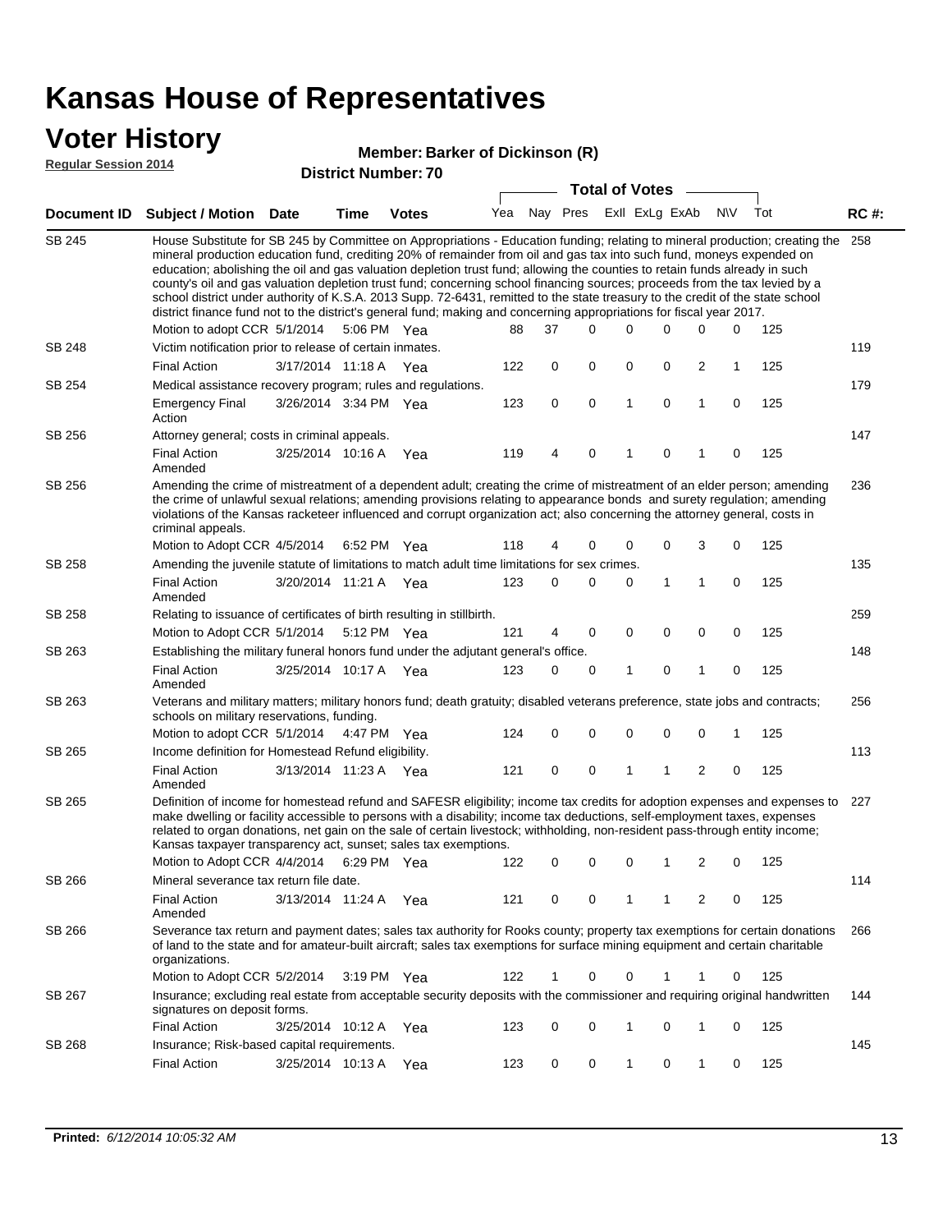# Kansas House of Representatives

## Voter History

**Regular Session 2014**

**Member: Barker of Dickinson (R)**

**District Number: 70**

| Document ID | Subject / Motion | Date | Time | Votes | Yea | Nay | Pres | ExII | ExLg | ExAb | N\V | Tot | RC #: |
|---|---|---|---|---|---|---|---|---|---|---|---|---|---|
| SB 245 | House Substitute for SB 245 by Committee on Appropriations - Education funding; relating to mineral production; creating the mineral production education fund, crediting 20% of remainder from oil and gas tax into such fund, moneys expended on education; abolishing the oil and gas valuation depletion trust fund; allowing the counties to retain funds already in such county's oil and gas valuation depletion trust fund; concerning school financing sources; proceeds from the tax levied by a school district under authority of K.S.A. 2013 Supp. 72-6431, remitted to the state treasury to the credit of the state school district finance fund not to the district's general fund; making and concerning appropriations for fiscal year 2017. | | | | | | | | | | | | 258 |
| | Motion to adopt CCR | 5/1/2014 | 5:06 PM | Yea | 88 | 37 | 0 | 0 | 0 | 0 | 0 | 125 | |
| SB 248 | Victim notification prior to release of certain inmates. | | | | | | | | | | | | 119 |
| | Final Action | 3/17/2014 | 11:18 A | Yea | 122 | 0 | 0 | 0 | 0 | 2 | 1 | 125 | |
| SB 254 | Medical assistance recovery program; rules and regulations. | | | | | | | | | | | | 179 |
| | Emergency Final Action | 3/26/2014 | 3:34 PM | Yea | 123 | 0 | 0 | 1 | 0 | 1 | 0 | 125 | |
| SB 256 | Attorney general; costs in criminal appeals. | | | | | | | | | | | | 147 |
| | Final Action Amended | 3/25/2014 | 10:16 A | Yea | 119 | 4 | 0 | 1 | 0 | 1 | 0 | 125 | |
| SB 256 | Amending the crime of mistreatment of a dependent adult; creating the crime of mistreatment of an elder person; amending the crime of unlawful sexual relations; amending provisions relating to appearance bonds and surety regulation; amending violations of the Kansas racketeer influenced and corrupt organization act; also concerning the attorney general, costs in criminal appeals. | | | | | | | | | | | | 236 |
| | Motion to Adopt CCR | 4/5/2014 | 6:52 PM | Yea | 118 | 4 | 0 | 0 | 0 | 3 | 0 | 125 | |
| SB 258 | Amending the juvenile statute of limitations to match adult time limitations for sex crimes. | | | | | | | | | | | | 135 |
| | Final Action Amended | 3/20/2014 | 11:21 A | Yea | 123 | 0 | 0 | 0 | 1 | 1 | 0 | 125 | |
| SB 258 | Relating to issuance of certificates of birth resulting in stillbirth. | | | | | | | | | | | | 259 |
| | Motion to Adopt CCR | 5/1/2014 | 5:12 PM | Yea | 121 | 4 | 0 | 0 | 0 | 0 | 0 | 125 | |
| SB 263 | Establishing the military funeral honors fund under the adjutant general's office. | | | | | | | | | | | | 148 |
| | Final Action Amended | 3/25/2014 | 10:17 A | Yea | 123 | 0 | 0 | 1 | 0 | 1 | 0 | 125 | |
| SB 263 | Veterans and military matters; military honors fund; death gratuity; disabled veterans preference, state jobs and contracts; schools on military reservations, funding. | | | | | | | | | | | | 256 |
| | Motion to adopt CCR | 5/1/2014 | 4:47 PM | Yea | 124 | 0 | 0 | 0 | 0 | 0 | 1 | 125 | |
| SB 265 | Income definition for Homestead Refund eligibility. | | | | | | | | | | | | 113 |
| | Final Action Amended | 3/13/2014 | 11:23 A | Yea | 121 | 0 | 0 | 1 | 1 | 2 | 0 | 125 | |
| SB 265 | Definition of income for homestead refund and SAFESR eligibility; income tax credits for adoption expenses and expenses to make dwelling or facility accessible to persons with a disability; income tax deductions, self-employment taxes, expenses related to organ donations, net gain on the sale of certain livestock; withholding, non-resident pass-through entity income; Kansas taxpayer transparency act, sunset; sales tax exemptions. | | | | | | | | | | | | 227 |
| | Motion to Adopt CCR | 4/4/2014 | 6:29 PM | Yea | 122 | 0 | 0 | 0 | 1 | 2 | 0 | 125 | |
| SB 266 | Mineral severance tax return file date. | | | | | | | | | | | | 114 |
| | Final Action Amended | 3/13/2014 | 11:24 A | Yea | 121 | 0 | 0 | 1 | 1 | 2 | 0 | 125 | |
| SB 266 | Severance tax return and payment dates; sales tax authority for Rooks county; property tax exemptions for certain donations of land to the state and for amateur-built aircraft; sales tax exemptions for surface mining equipment and certain charitable organizations. | | | | | | | | | | | | 266 |
| | Motion to Adopt CCR | 5/2/2014 | 3:19 PM | Yea | 122 | 1 | 0 | 0 | 1 | 1 | 0 | 125 | |
| SB 267 | Insurance; excluding real estate from acceptable security deposits with the commissioner and requiring original handwritten signatures on deposit forms. | | | | | | | | | | | | 144 |
| | Final Action | 3/25/2014 | 10:12 A | Yea | 123 | 0 | 0 | 1 | 0 | 1 | 0 | 125 | |
| SB 268 | Insurance; Risk-based capital requirements. | | | | | | | | | | | | 145 |
| | Final Action | 3/25/2014 | 10:13 A | Yea | 123 | 0 | 0 | 1 | 0 | 1 | 0 | 125 | |

**Printed:** *6/12/2014 10:05:32 AM*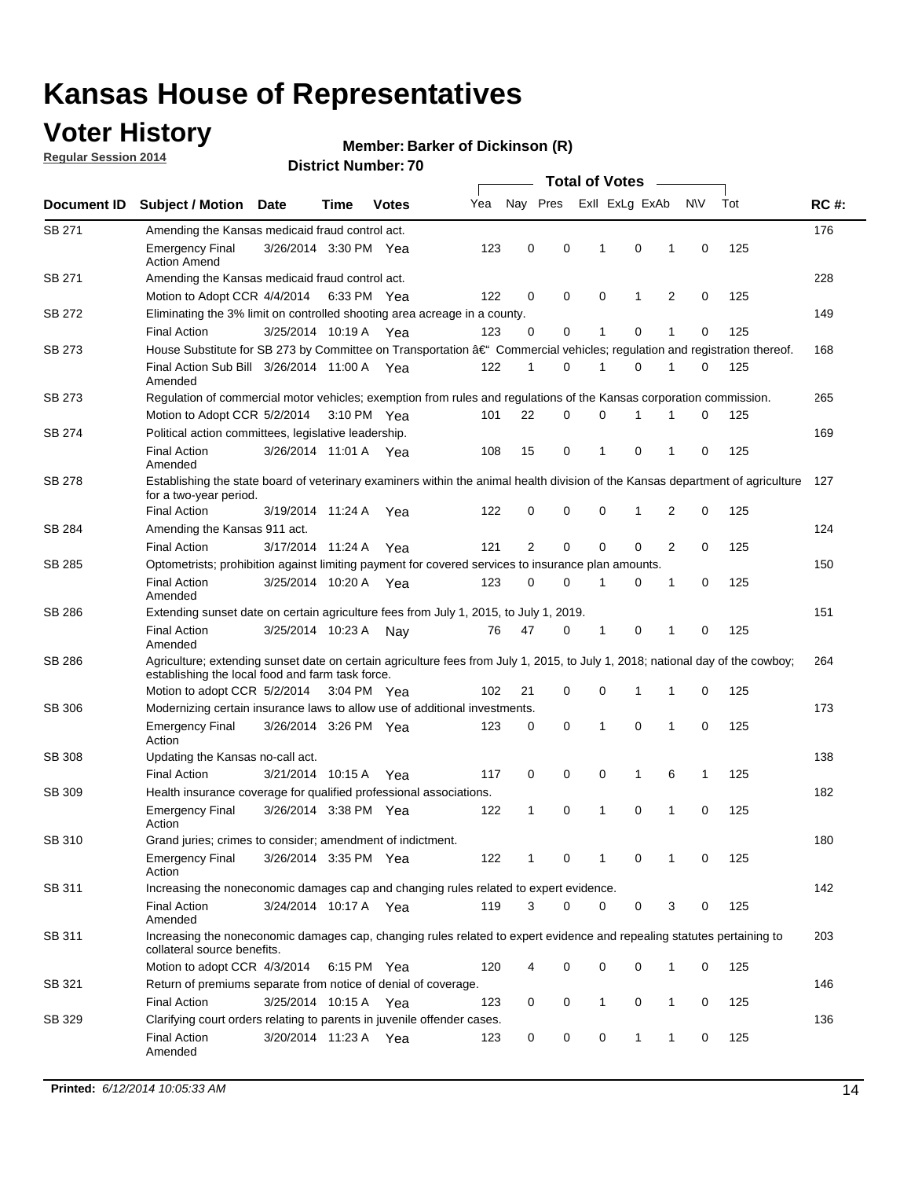# Kansas House of Representatives

## Voter History

**Regular Session 2014**

**Member: Barker of Dickinson (R)**

**District Number: 70**

| Document ID | Subject / Motion | Date | Time | Votes | Yea | Nay | Pres | ExII | ExLg | ExAb | N\V | Tot | RC #: |
|---|---|---|---|---|---|---|---|---|---|---|---|---|---|
| SB 271 | Amending the Kansas medicaid fraud control act. | | | | | | | | | | | | 176 |
| | Emergency Final Action Amend | 3/26/2014 | 3:30 PM | Yea | 123 | 0 | 0 | 1 | 0 | 1 | 0 | 125 | |
| SB 271 | Amending the Kansas medicaid fraud control act. | | | | | | | | | | | | 228 |
| | Motion to Adopt CCR | 4/4/2014 | 6:33 PM | Yea | 122 | 0 | 0 | 0 | 1 | 2 | 0 | 125 | |
| SB 272 | Eliminating the 3% limit on controlled shooting area acreage in a county. | | | | | | | | | | | | 149 |
| | Final Action | 3/25/2014 | 10:19 A | Yea | 123 | 0 | 0 | 1 | 0 | 1 | 0 | 125 | |
| SB 273 | House Substitute for SB 273 by Committee on Transportation â€" Commercial vehicles; regulation and registration thereof. | | | | | | | | | | | | 168 |
| | Final Action Sub Bill Amended | 3/26/2014 | 11:00 A | Yea | 122 | 1 | 0 | 1 | 0 | 1 | 0 | 125 | |
| SB 273 | Regulation of commercial motor vehicles; exemption from rules and regulations of the Kansas corporation commission. | | | | | | | | | | | | 265 |
| | Motion to Adopt CCR | 5/2/2014 | 3:10 PM | Yea | 101 | 22 | 0 | 0 | 1 | 1 | 0 | 125 | |
| SB 274 | Political action committees, legislative leadership. | | | | | | | | | | | | 169 |
| | Final Action Amended | 3/26/2014 | 11:01 A | Yea | 108 | 15 | 0 | 1 | 0 | 1 | 0 | 125 | |
| SB 278 | Establishing the state board of veterinary examiners within the animal health division of the Kansas department of agriculture for a two-year period. | | | | | | | | | | | | 127 |
| | Final Action | 3/19/2014 | 11:24 A | Yea | 122 | 0 | 0 | 0 | 1 | 2 | 0 | 125 | |
| SB 284 | Amending the Kansas 911 act. | | | | | | | | | | | | 124 |
| | Final Action | 3/17/2014 | 11:24 A | Yea | 121 | 2 | 0 | 0 | 0 | 2 | 0 | 125 | |
| SB 285 | Optometrists; prohibition against limiting payment for covered services to insurance plan amounts. | | | | | | | | | | | | 150 |
| | Final Action Amended | 3/25/2014 | 10:20 A | Yea | 123 | 0 | 0 | 1 | 0 | 1 | 0 | 125 | |
| SB 286 | Extending sunset date on certain agriculture fees from July 1, 2015, to July 1, 2019. | | | | | | | | | | | | 151 |
| | Final Action Amended | 3/25/2014 | 10:23 A | Nay | 76 | 47 | 0 | 1 | 0 | 1 | 0 | 125 | |
| SB 286 | Agriculture; extending sunset date on certain agriculture fees from July 1, 2015, to July 1, 2018; national day of the cowboy; establishing the local food and farm task force. | | | | | | | | | | | | 264 |
| | Motion to adopt CCR | 5/2/2014 | 3:04 PM | Yea | 102 | 21 | 0 | 0 | 1 | 1 | 0 | 125 | |
| SB 306 | Modernizing certain insurance laws to allow use of additional investments. | | | | | | | | | | | | 173 |
| | Emergency Final Action | 3/26/2014 | 3:26 PM | Yea | 123 | 0 | 0 | 1 | 0 | 1 | 0 | 125 | |
| SB 308 | Updating the Kansas no-call act. | | | | | | | | | | | | 138 |
| | Final Action | 3/21/2014 | 10:15 A | Yea | 117 | 0 | 0 | 0 | 1 | 6 | 1 | 125 | |
| SB 309 | Health insurance coverage for qualified professional associations. | | | | | | | | | | | | 182 |
| | Emergency Final Action | 3/26/2014 | 3:38 PM | Yea | 122 | 1 | 0 | 1 | 0 | 1 | 0 | 125 | |
| SB 310 | Grand juries; crimes to consider; amendment of indictment. | | | | | | | | | | | | 180 |
| | Emergency Final Action | 3/26/2014 | 3:35 PM | Yea | 122 | 1 | 0 | 1 | 0 | 1 | 0 | 125 | |
| SB 311 | Increasing the noneconomic damages cap and changing rules related to expert evidence. | | | | | | | | | | | | 142 |
| | Final Action Amended | 3/24/2014 | 10:17 A | Yea | 119 | 3 | 0 | 0 | 0 | 3 | 0 | 125 | |
| SB 311 | Increasing the noneconomic damages cap, changing rules related to expert evidence and repealing statutes pertaining to collateral source benefits. | | | | | | | | | | | | 203 |
| | Motion to adopt CCR | 4/3/2014 | 6:15 PM | Yea | 120 | 4 | 0 | 0 | 0 | 1 | 0 | 125 | |
| SB 321 | Return of premiums separate from notice of denial of coverage. | | | | | | | | | | | | 146 |
| | Final Action | 3/25/2014 | 10:15 A | Yea | 123 | 0 | 0 | 1 | 0 | 1 | 0 | 125 | |
| SB 329 | Clarifying court orders relating to parents in juvenile offender cases. | | | | | | | | | | | | 136 |
| | Final Action Amended | 3/20/2014 | 11:23 A | Yea | 123 | 0 | 0 | 0 | 1 | 1 | 0 | 125 | |

**Printed:** *6/12/2014 10:05:33 AM*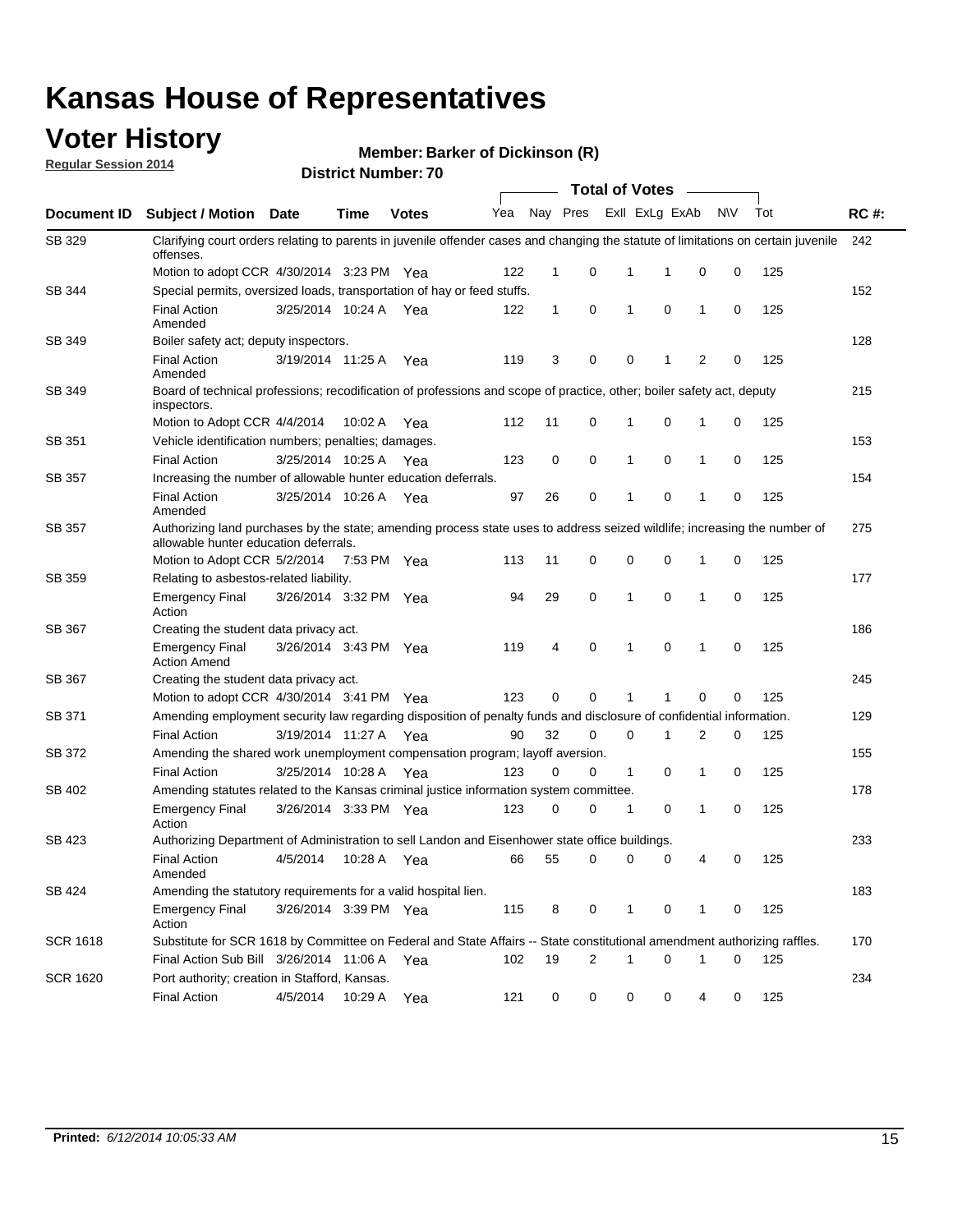# Kansas House of Representatives

## Voter History

**Regular Session 2014**

**Member: Barker of Dickinson (R)**

**District Number: 70**

| Document ID | Subject / Motion | Date | Time | Votes | Yea | Nay | Pres | ExII | ExLg | ExAb | N\V | Tot | RC #: |
|---|---|---|---|---|---|---|---|---|---|---|---|---|---|
| SB 329 | Clarifying court orders relating to parents in juvenile offender cases and changing the statute of limitations on certain juvenile offenses. | | | | | | | | | | | | 242 |
| | Motion to adopt CCR | 4/30/2014 | 3:23 PM | Yea | 122 | 1 | 0 | 1 | 1 | 0 | 0 | 125 | |
| SB 344 | Special permits, oversized loads, transportation of hay or feed stuffs. | | | | | | | | | | | | 152 |
| | Final Action Amended | 3/25/2014 | 10:24 A | Yea | 122 | 1 | 0 | 1 | 0 | 1 | 0 | 125 | |
| SB 349 | Boiler safety act; deputy inspectors. | | | | | | | | | | | | 128 |
| | Final Action Amended | 3/19/2014 | 11:25 A | Yea | 119 | 3 | 0 | 0 | 1 | 2 | 0 | 125 | |
| SB 349 | Board of technical professions; recodification of professions and scope of practice, other; boiler safety act, deputy inspectors. | | | | | | | | | | | | 215 |
| | Motion to Adopt CCR | 4/4/2014 | 10:02 A | Yea | 112 | 11 | 0 | 1 | 0 | 1 | 0 | 125 | |
| SB 351 | Vehicle identification numbers; penalties; damages. | | | | | | | | | | | | 153 |
| | Final Action | 3/25/2014 | 10:25 A | Yea | 123 | 0 | 0 | 1 | 0 | 1 | 0 | 125 | |
| SB 357 | Increasing the number of allowable hunter education deferrals. | | | | | | | | | | | | 154 |
| | Final Action Amended | 3/25/2014 | 10:26 A | Yea | 97 | 26 | 0 | 1 | 0 | 1 | 0 | 125 | |
| SB 357 | Authorizing land purchases by the state; amending process state uses to address seized wildlife; increasing the number of allowable hunter education deferrals. | | | | | | | | | | | | 275 |
| | Motion to Adopt CCR | 5/2/2014 | 7:53 PM | Yea | 113 | 11 | 0 | 0 | 0 | 1 | 0 | 125 | |
| SB 359 | Relating to asbestos-related liability. | | | | | | | | | | | | 177 |
| | Emergency Final Action | 3/26/2014 | 3:32 PM | Yea | 94 | 29 | 0 | 1 | 0 | 1 | 0 | 125 | |
| SB 367 | Creating the student data privacy act. | | | | | | | | | | | | 186 |
| | Emergency Final Action Amend | 3/26/2014 | 3:43 PM | Yea | 119 | 4 | 0 | 1 | 0 | 1 | 0 | 125 | |
| SB 367 | Creating the student data privacy act. | | | | | | | | | | | | 245 |
| | Motion to adopt CCR | 4/30/2014 | 3:41 PM | Yea | 123 | 0 | 0 | 1 | 1 | 0 | 0 | 125 | |
| SB 371 | Amending employment security law regarding disposition of penalty funds and disclosure of confidential information. | | | | | | | | | | | | 129 |
| | Final Action | 3/19/2014 | 11:27 A | Yea | 90 | 32 | 0 | 0 | 1 | 2 | 0 | 125 | |
| SB 372 | Amending the shared work unemployment compensation program; layoff aversion. | | | | | | | | | | | | 155 |
| | Final Action | 3/25/2014 | 10:28 A | Yea | 123 | 0 | 0 | 1 | 0 | 1 | 0 | 125 | |
| SB 402 | Amending statutes related to the Kansas criminal justice information system committee. | | | | | | | | | | | | 178 |
| | Emergency Final Action | 3/26/2014 | 3:33 PM | Yea | 123 | 0 | 0 | 1 | 0 | 1 | 0 | 125 | |
| SB 423 | Authorizing Department of Administration to sell Landon and Eisenhower state office buildings. | | | | | | | | | | | | 233 |
| | Final Action Amended | 4/5/2014 | 10:28 A | Yea | 66 | 55 | 0 | 0 | 0 | 4 | 0 | 125 | |
| SB 424 | Amending the statutory requirements for a valid hospital lien. | | | | | | | | | | | | 183 |
| | Emergency Final Action | 3/26/2014 | 3:39 PM | Yea | 115 | 8 | 0 | 1 | 0 | 1 | 0 | 125 | |
| SCR 1618 | Substitute for SCR 1618 by Committee on Federal and State Affairs -- State constitutional amendment authorizing raffles. | | | | | | | | | | | | 170 |
| | Final Action Sub Bill | 3/26/2014 | 11:06 A | Yea | 102 | 19 | 2 | 1 | 0 | 1 | 0 | 125 | |
| SCR 1620 | Port authority; creation in Stafford, Kansas. | | | | | | | | | | | | 234 |
| | Final Action | 4/5/2014 | 10:29 A | Yea | 121 | 0 | 0 | 0 | 0 | 4 | 0 | 125 | |

**Printed:** *6/12/2014 10:05:33 AM*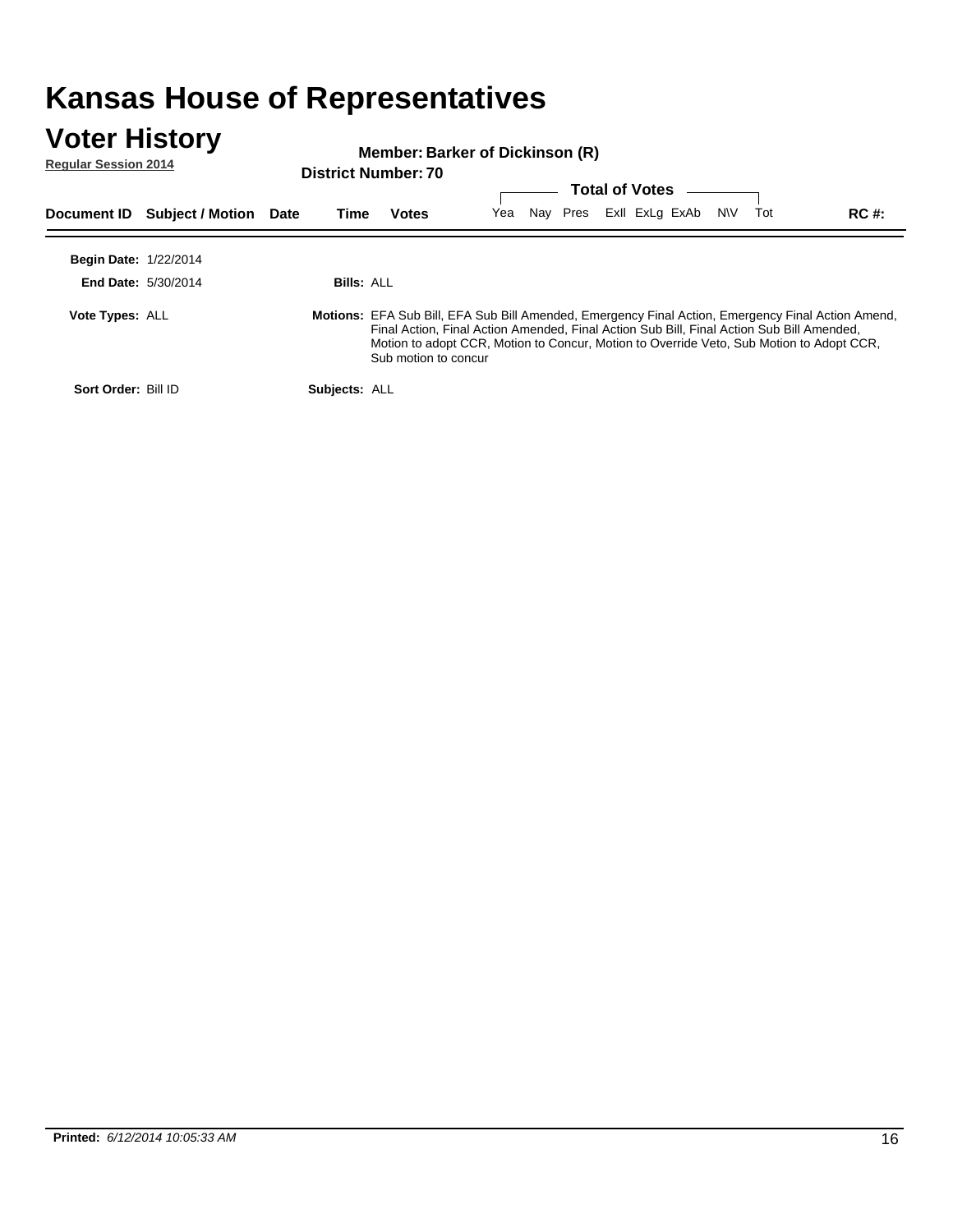# Kansas House of Representatives

## Voter History

**Regular Session 2014**

**Member: Barker of Dickinson (R)**

**District Number: 70**

| Document ID | Subject / Motion | Date | Time | Votes | Yea | Nay | Pres | ExII | ExLg | ExAb | N\V | Tot | RC #: |
|---|---|---|---|---|---|---|---|---|---|---|---|---|---|

**Begin Date:** 1/22/2014

**End Date:** 5/30/2014

**Bills:** ALL

**Vote Types:** ALL

**Motions:** EFA Sub Bill, EFA Sub Bill Amended, Emergency Final Action, Emergency Final Action Amend, Final Action, Final Action Amended, Final Action Sub Bill, Final Action Sub Bill Amended, Motion to adopt CCR, Motion to Concur, Motion to Override Veto, Sub Motion to Adopt CCR, Sub motion to concur

**Sort Order:** Bill ID

**Subjects:** ALL

**Printed:** *6/12/2014 10:05:33 AM*